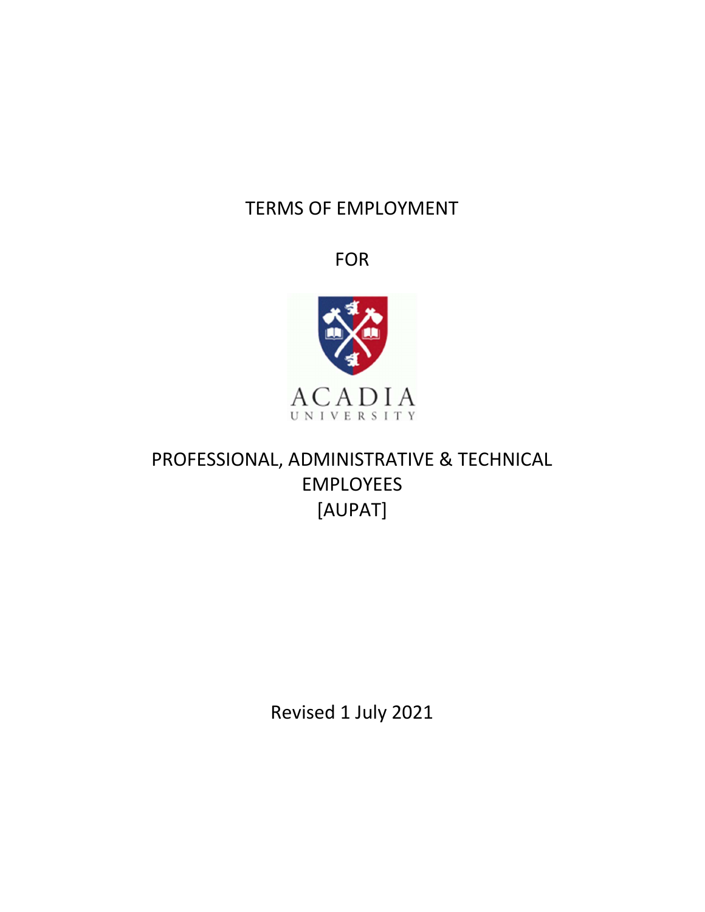# TERMS OF EMPLOYMENT

FOR

ACADIA
UNIVERSITY

# PROFESSIONAL, ADMINISTRATIVE & TECHNICAL EMPLOYEES
[AUPAT]

Revised 1 July 2021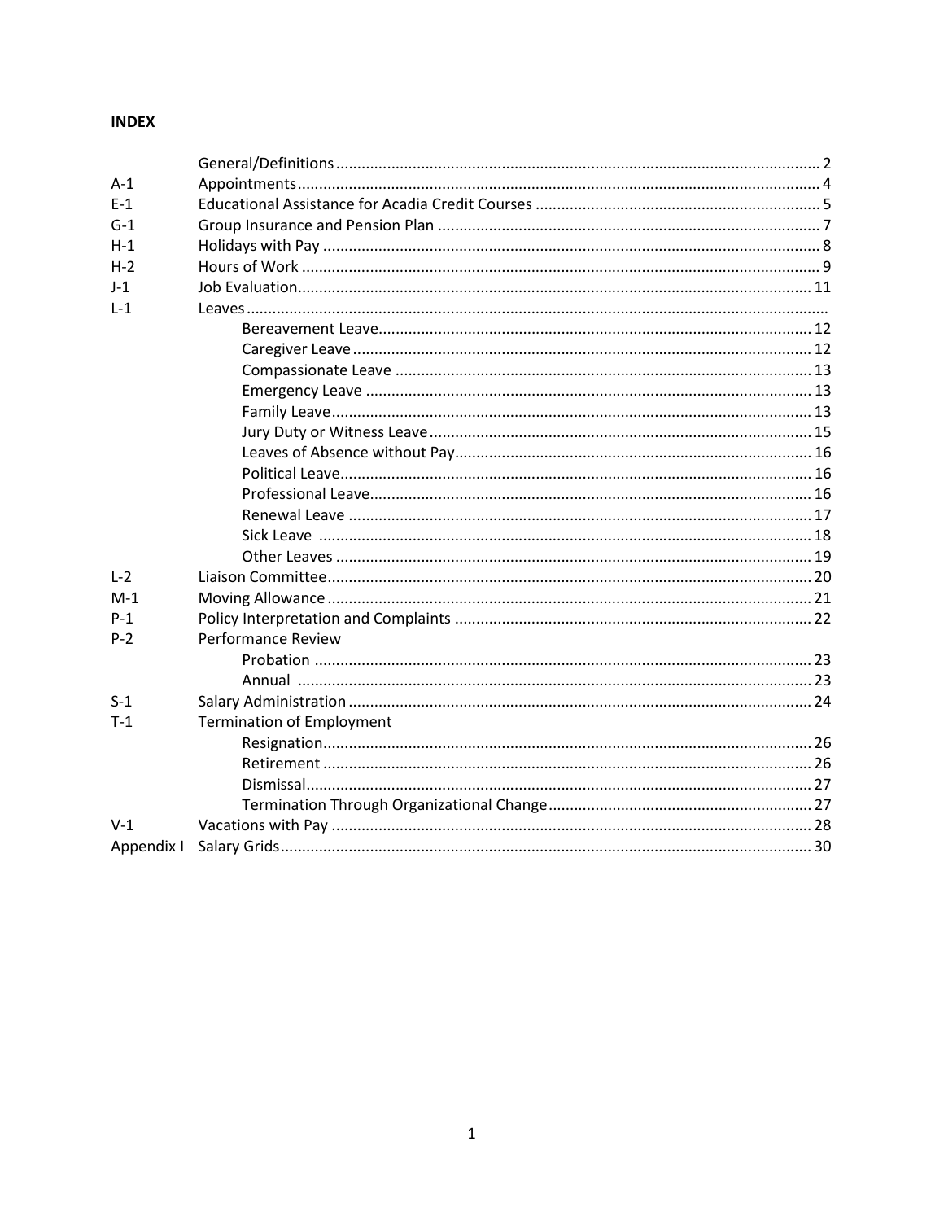**INDEX**

| | | |
|---|---|---|
| | General/Definitions | 2 |
| A-1 | Appointments | 4 |
| E-1 | Educational Assistance for Acadia Credit Courses | 5 |
| G-1 | Group Insurance and Pension Plan | 7 |
| H-1 | Holidays with Pay | 8 |
| H-2 | Hours of Work | 9 |
| J-1 | Job Evaluation | 11 |
| L-1 | Leaves | |
| | Bereavement Leave | 12 |
| | Caregiver Leave | 12 |
| | Compassionate Leave | 13 |
| | Emergency Leave | 13 |
| | Family Leave | 13 |
| | Jury Duty or Witness Leave | 15 |
| | Leaves of Absence without Pay | 16 |
| | Political Leave | 16 |
| | Professional Leave | 16 |
| | Renewal Leave | 17 |
| | Sick Leave | 18 |
| | Other Leaves | 19 |
| L-2 | Liaison Committee | 20 |
| M-1 | Moving Allowance | 21 |
| P-1 | Policy Interpretation and Complaints | 22 |
| P-2 | Performance Review | |
| | Probation | 23 |
| | Annual | 23 |
| S-1 | Salary Administration | 24 |
| T-1 | Termination of Employment | |
| | Resignation | 26 |
| | Retirement | 26 |
| | Dismissal | 27 |
| | Termination Through Organizational Change | 27 |
| V-1 | Vacations with Pay | 28 |
| Appendix I | Salary Grids | 30 |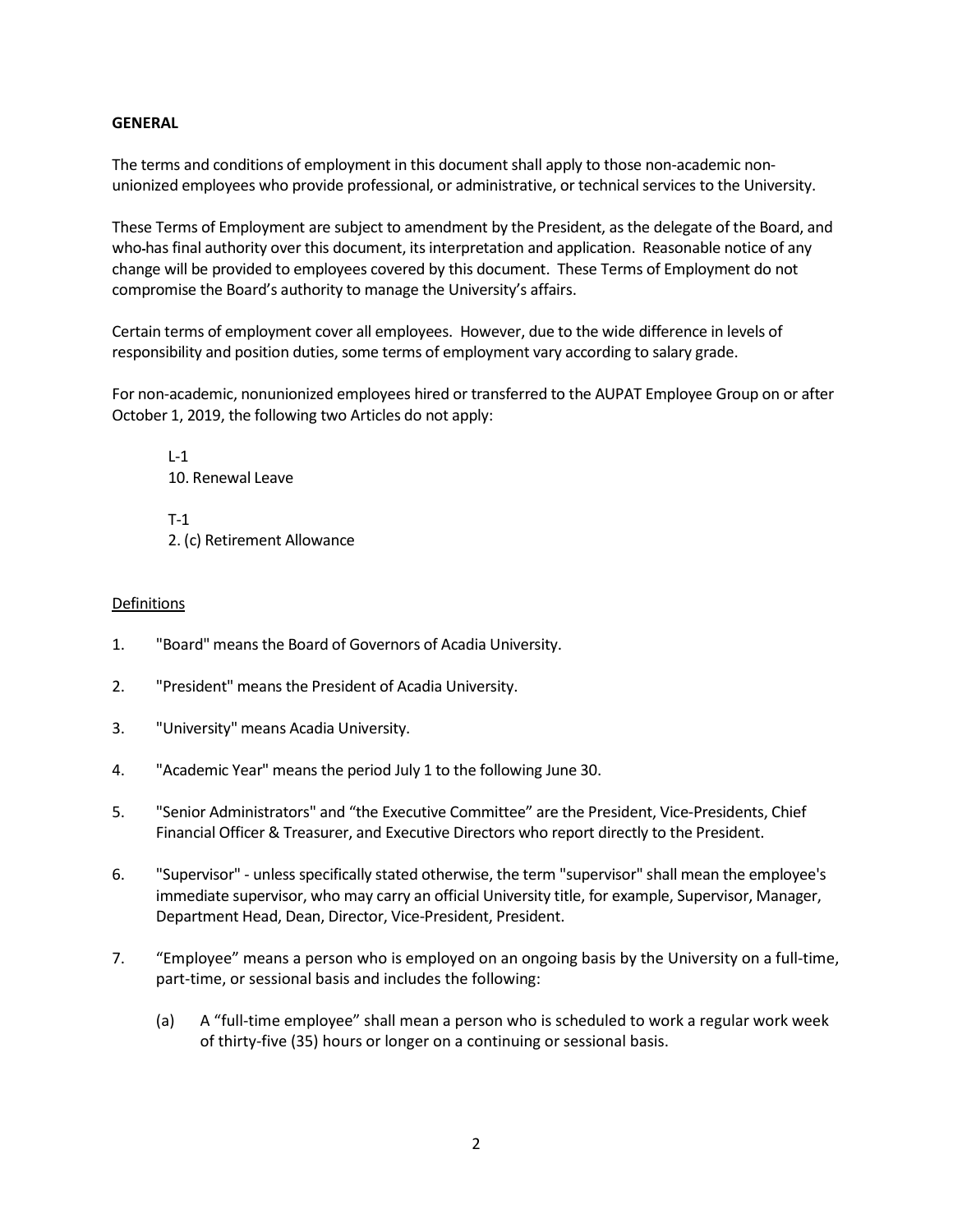**GENERAL**

The terms and conditions of employment in this document shall apply to those non-academic non-unionized employees who provide professional, or administrative, or technical services to the University.

These Terms of Employment are subject to amendment by the President, as the delegate of the Board, and who has final authority over this document, its interpretation and application. Reasonable notice of any change will be provided to employees covered by this document. These Terms of Employment do not compromise the Board's authority to manage the University's affairs.

Certain terms of employment cover all employees. However, due to the wide difference in levels of responsibility and position duties, some terms of employment vary according to salary grade.

For non-academic, nonunionized employees hired or transferred to the AUPAT Employee Group on or after October 1, 2019, the following two Articles do not apply:

> L-1
> 10. Renewal Leave
>
> T-1
> 2. (c) Retirement Allowance

<u>Definitions</u>

1. "Board" means the Board of Governors of Acadia University.

2. "President" means the President of Acadia University.

3. "University" means Acadia University.

4. "Academic Year" means the period July 1 to the following June 30.

5. "Senior Administrators" and "the Executive Committee" are the President, Vice-Presidents, Chief Financial Officer & Treasurer, and Executive Directors who report directly to the President.

6. "Supervisor" - unless specifically stated otherwise, the term "supervisor" shall mean the employee's immediate supervisor, who may carry an official University title, for example, Supervisor, Manager, Department Head, Dean, Director, Vice-President, President.

7. "Employee" means a person who is employed on an ongoing basis by the University on a full-time, part-time, or sessional basis and includes the following:

   (a) A "full-time employee" shall mean a person who is scheduled to work a regular work week of thirty-five (35) hours or longer on a continuing or sessional basis.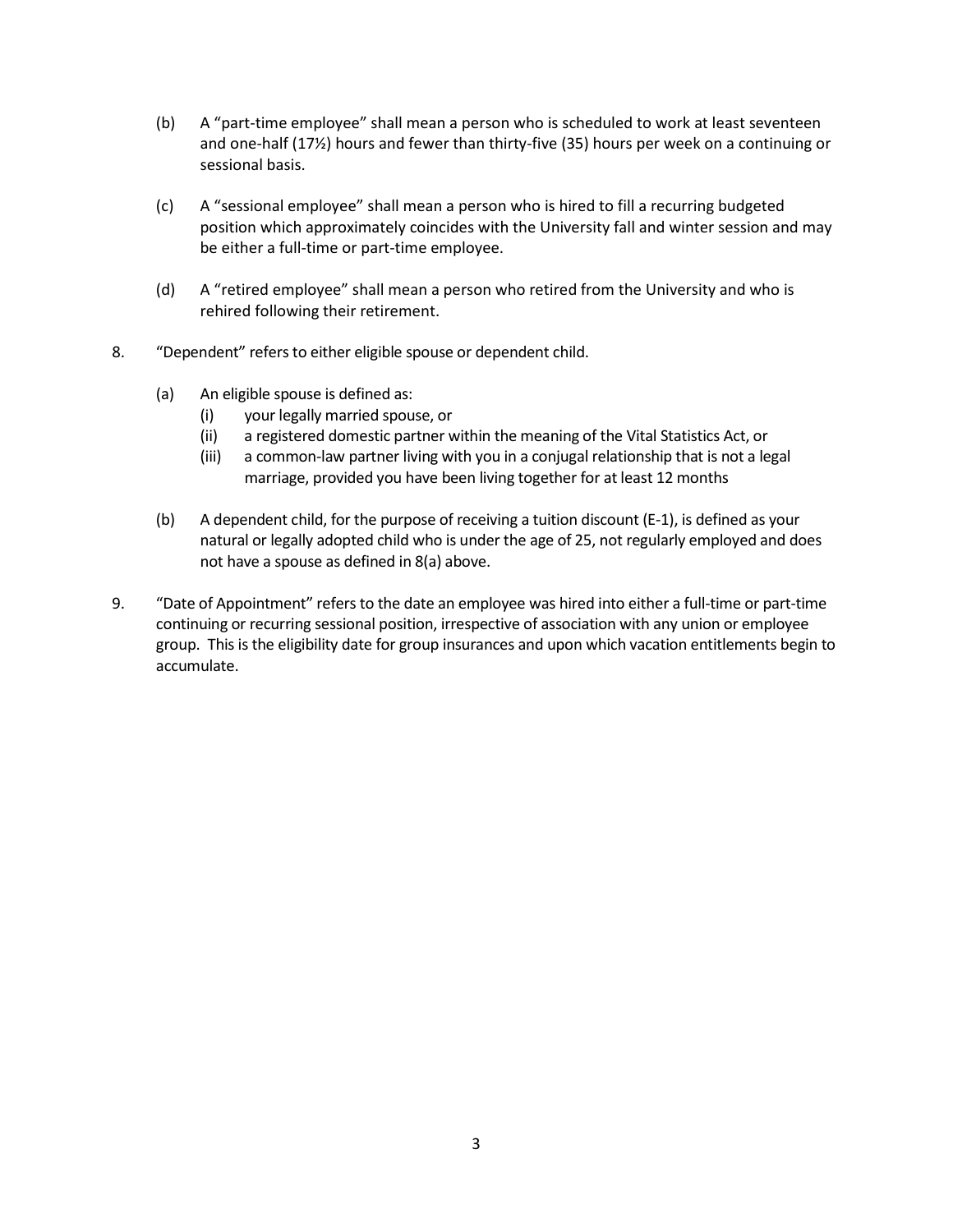(b) A “part-time employee” shall mean a person who is scheduled to work at least seventeen and one-half (17½) hours and fewer than thirty-five (35) hours per week on a continuing or sessional basis.

(c) A “sessional employee” shall mean a person who is hired to fill a recurring budgeted position which approximately coincides with the University fall and winter session and may be either a full-time or part-time employee.

(d) A “retired employee” shall mean a person who retired from the University and who is rehired following their retirement.

8. “Dependent” refers to either eligible spouse or dependent child.

   (a) An eligible spouse is defined as:
      (i) your legally married spouse, or
      (ii) a registered domestic partner within the meaning of the Vital Statistics Act, or
      (iii) a common-law partner living with you in a conjugal relationship that is not a legal marriage, provided you have been living together for at least 12 months

   (b) A dependent child, for the purpose of receiving a tuition discount (E-1), is defined as your natural or legally adopted child who is under the age of 25, not regularly employed and does not have a spouse as defined in 8(a) above.

9. “Date of Appointment” refers to the date an employee was hired into either a full-time or part-time continuing or recurring sessional position, irrespective of association with any union or employee group. This is the eligibility date for group insurances and upon which vacation entitlements begin to accumulate.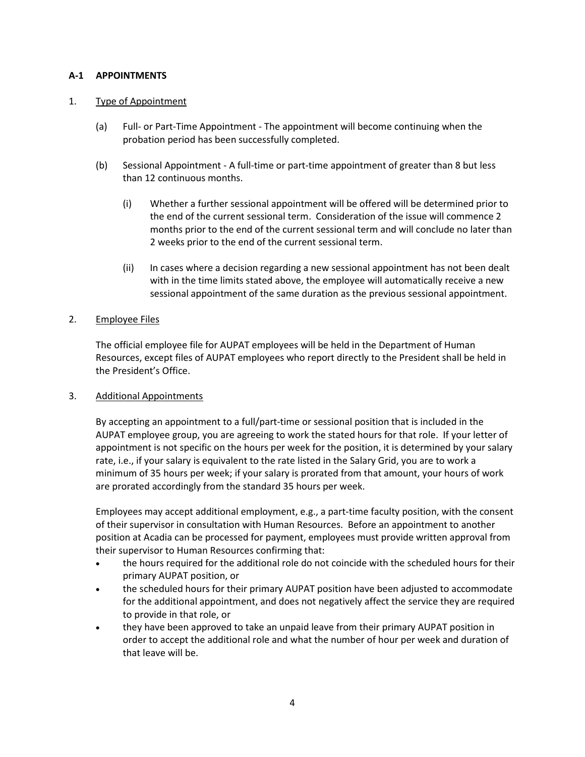## A-1 APPOINTMENTS

1. <u>Type of Appointment</u>

   (a) Full- or Part-Time Appointment - The appointment will become continuing when the probation period has been successfully completed.

   (b) Sessional Appointment - A full-time or part-time appointment of greater than 8 but less than 12 continuous months.

   (i) Whether a further sessional appointment will be offered will be determined prior to the end of the current sessional term. Consideration of the issue will commence 2 months prior to the end of the current sessional term and will conclude no later than 2 weeks prior to the end of the current sessional term.

   (ii) In cases where a decision regarding a new sessional appointment has not been dealt with in the time limits stated above, the employee will automatically receive a new sessional appointment of the same duration as the previous sessional appointment.

2. <u>Employee Files</u>

   The official employee file for AUPAT employees will be held in the Department of Human Resources, except files of AUPAT employees who report directly to the President shall be held in the President's Office.

3. <u>Additional Appointments</u>

   By accepting an appointment to a full/part-time or sessional position that is included in the AUPAT employee group, you are agreeing to work the stated hours for that role. If your letter of appointment is not specific on the hours per week for the position, it is determined by your salary rate, i.e., if your salary is equivalent to the rate listed in the Salary Grid, you are to work a minimum of 35 hours per week; if your salary is prorated from that amount, your hours of work are prorated accordingly from the standard 35 hours per week.

   Employees may accept additional employment, e.g., a part-time faculty position, with the consent of their supervisor in consultation with Human Resources. Before an appointment to another position at Acadia can be processed for payment, employees must provide written approval from their supervisor to Human Resources confirming that:

   - the hours required for the additional role do not coincide with the scheduled hours for their primary AUPAT position, or
   - the scheduled hours for their primary AUPAT position have been adjusted to accommodate for the additional appointment, and does not negatively affect the service they are required to provide in that role, or
   - they have been approved to take an unpaid leave from their primary AUPAT position in order to accept the additional role and what the number of hour per week and duration of that leave will be.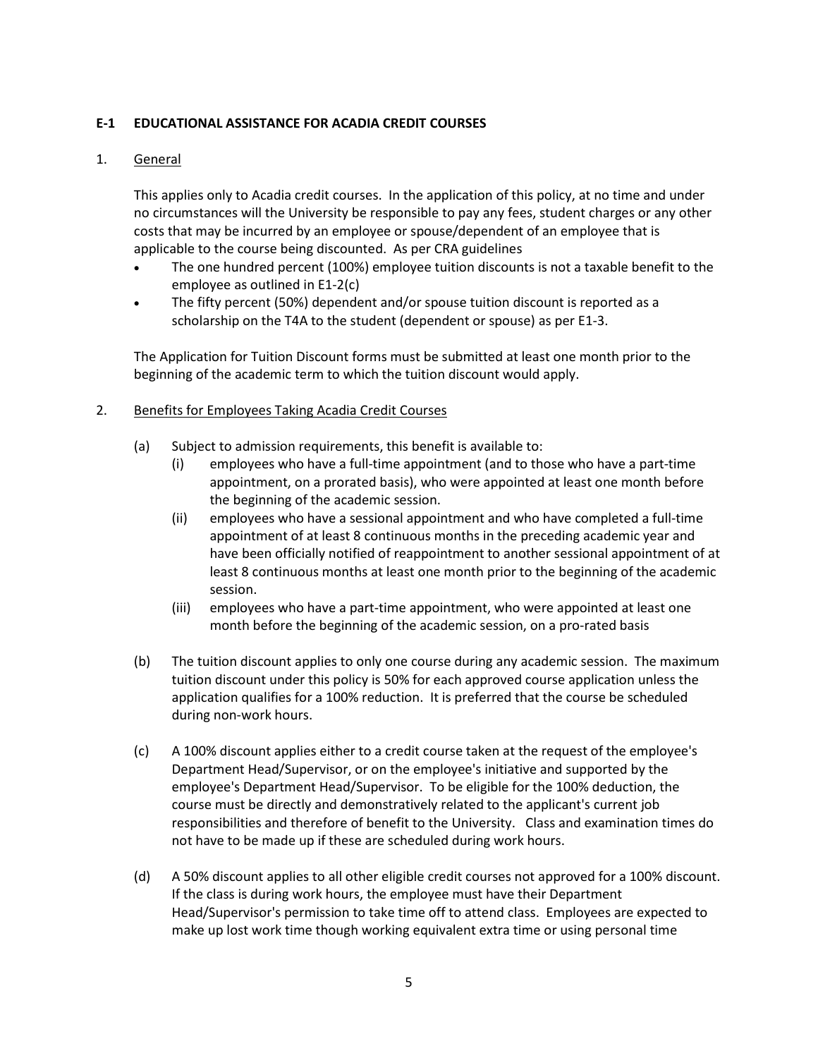## E-1 EDUCATIONAL ASSISTANCE FOR ACADIA CREDIT COURSES

1. General

This applies only to Acadia credit courses. In the application of this policy, at no time and under no circumstances will the University be responsible to pay any fees, student charges or any other costs that may be incurred by an employee or spouse/dependent of an employee that is applicable to the course being discounted. As per CRA guidelines

- The one hundred percent (100%) employee tuition discounts is not a taxable benefit to the employee as outlined in E1-2(c)
- The fifty percent (50%) dependent and/or spouse tuition discount is reported as a scholarship on the T4A to the student (dependent or spouse) as per E1-3.

The Application for Tuition Discount forms must be submitted at least one month prior to the beginning of the academic term to which the tuition discount would apply.

2. Benefits for Employees Taking Acadia Credit Courses

(a) Subject to admission requirements, this benefit is available to:

(i) employees who have a full-time appointment (and to those who have a part-time appointment, on a prorated basis), who were appointed at least one month before the beginning of the academic session.

(ii) employees who have a sessional appointment and who have completed a full-time appointment of at least 8 continuous months in the preceding academic year and have been officially notified of reappointment to another sessional appointment of at least 8 continuous months at least one month prior to the beginning of the academic session.

(iii) employees who have a part-time appointment, who were appointed at least one month before the beginning of the academic session, on a pro-rated basis

(b) The tuition discount applies to only one course during any academic session. The maximum tuition discount under this policy is 50% for each approved course application unless the application qualifies for a 100% reduction. It is preferred that the course be scheduled during non-work hours.

(c) A 100% discount applies either to a credit course taken at the request of the employee's Department Head/Supervisor, or on the employee's initiative and supported by the employee's Department Head/Supervisor. To be eligible for the 100% deduction, the course must be directly and demonstratively related to the applicant's current job responsibilities and therefore of benefit to the University. Class and examination times do not have to be made up if these are scheduled during work hours.

(d) A 50% discount applies to all other eligible credit courses not approved for a 100% discount. If the class is during work hours, the employee must have their Department Head/Supervisor's permission to take time off to attend class. Employees are expected to make up lost work time though working equivalent extra time or using personal time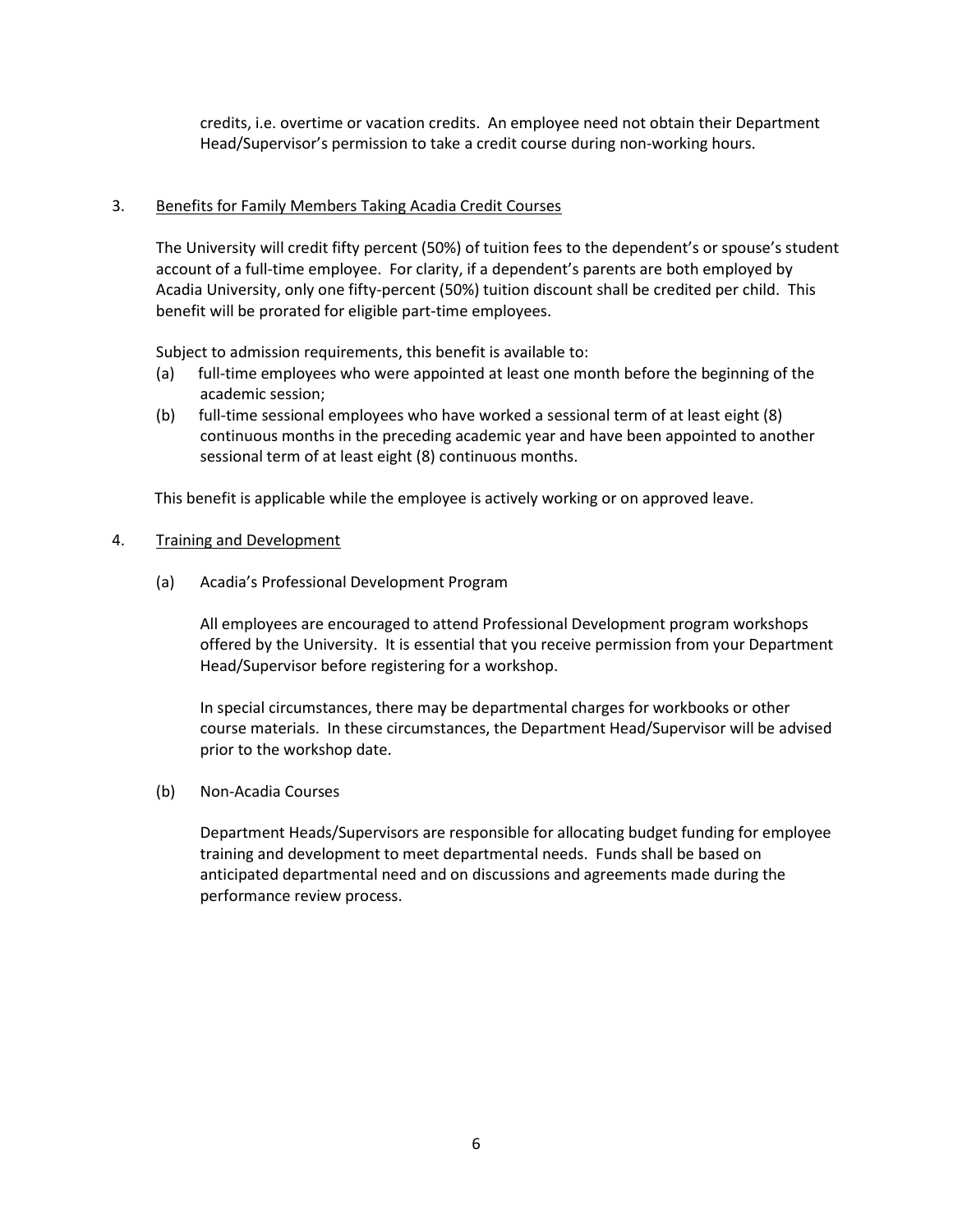credits, i.e. overtime or vacation credits. An employee need not obtain their Department Head/Supervisor's permission to take a credit course during non-working hours.

3. <u>Benefits for Family Members Taking Acadia Credit Courses</u>

   The University will credit fifty percent (50%) of tuition fees to the dependent's or spouse's student account of a full-time employee. For clarity, if a dependent's parents are both employed by Acadia University, only one fifty-percent (50%) tuition discount shall be credited per child. This benefit will be prorated for eligible part-time employees.

   Subject to admission requirements, this benefit is available to:

   (a) full-time employees who were appointed at least one month before the beginning of the academic session;

   (b) full-time sessional employees who have worked a sessional term of at least eight (8) continuous months in the preceding academic year and have been appointed to another sessional term of at least eight (8) continuous months.

   This benefit is applicable while the employee is actively working or on approved leave.

4. <u>Training and Development</u>

   (a) Acadia's Professional Development Program

   All employees are encouraged to attend Professional Development program workshops offered by the University. It is essential that you receive permission from your Department Head/Supervisor before registering for a workshop.

   In special circumstances, there may be departmental charges for workbooks or other course materials. In these circumstances, the Department Head/Supervisor will be advised prior to the workshop date.

   (b) Non-Acadia Courses

   Department Heads/Supervisors are responsible for allocating budget funding for employee training and development to meet departmental needs. Funds shall be based on anticipated departmental need and on discussions and agreements made during the performance review process.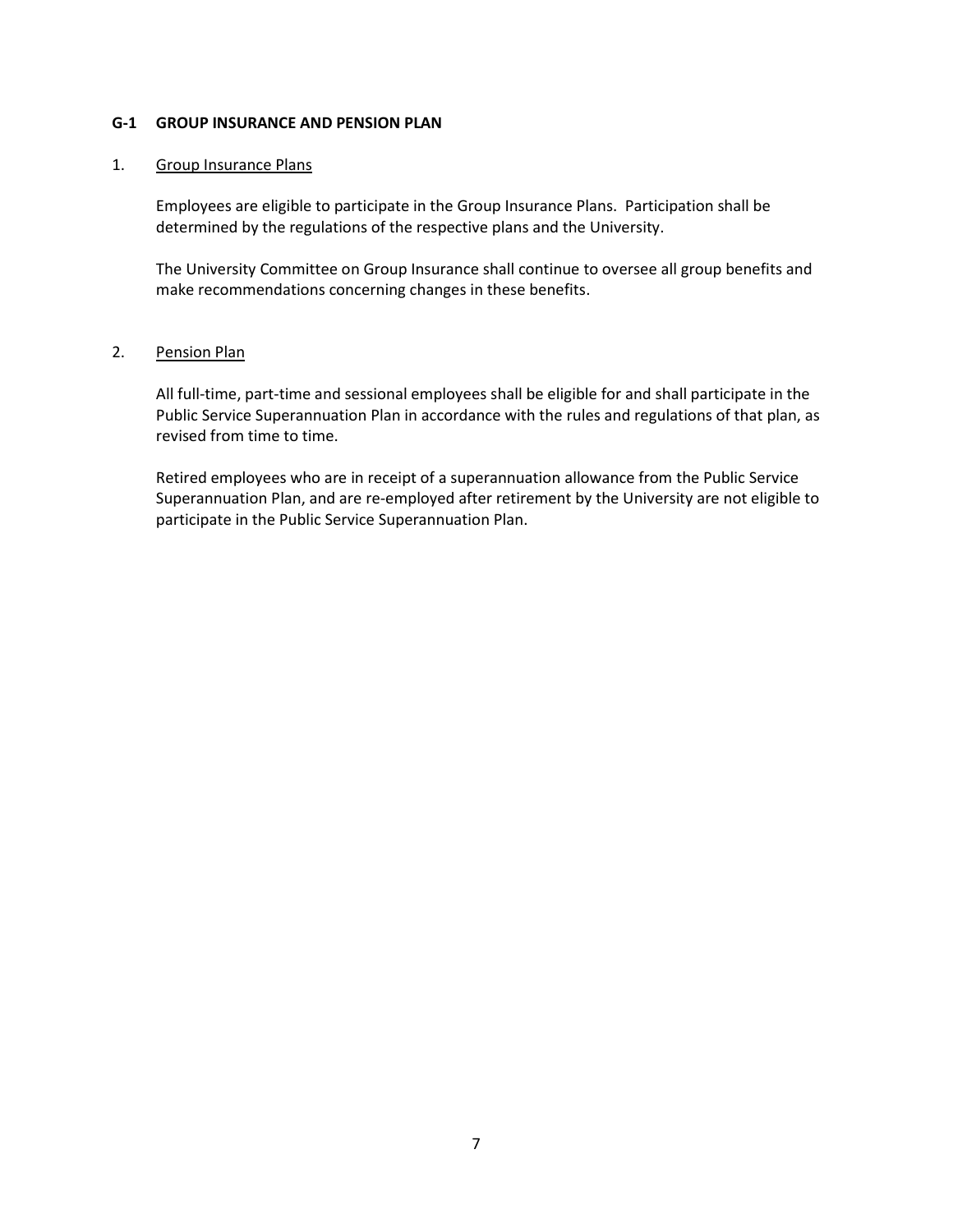## G-1 GROUP INSURANCE AND PENSION PLAN

1. Group Insurance Plans

   Employees are eligible to participate in the Group Insurance Plans. Participation shall be determined by the regulations of the respective plans and the University.

   The University Committee on Group Insurance shall continue to oversee all group benefits and make recommendations concerning changes in these benefits.

2. Pension Plan

   All full-time, part-time and sessional employees shall be eligible for and shall participate in the Public Service Superannuation Plan in accordance with the rules and regulations of that plan, as revised from time to time.

   Retired employees who are in receipt of a superannuation allowance from the Public Service Superannuation Plan, and are re-employed after retirement by the University are not eligible to participate in the Public Service Superannuation Plan.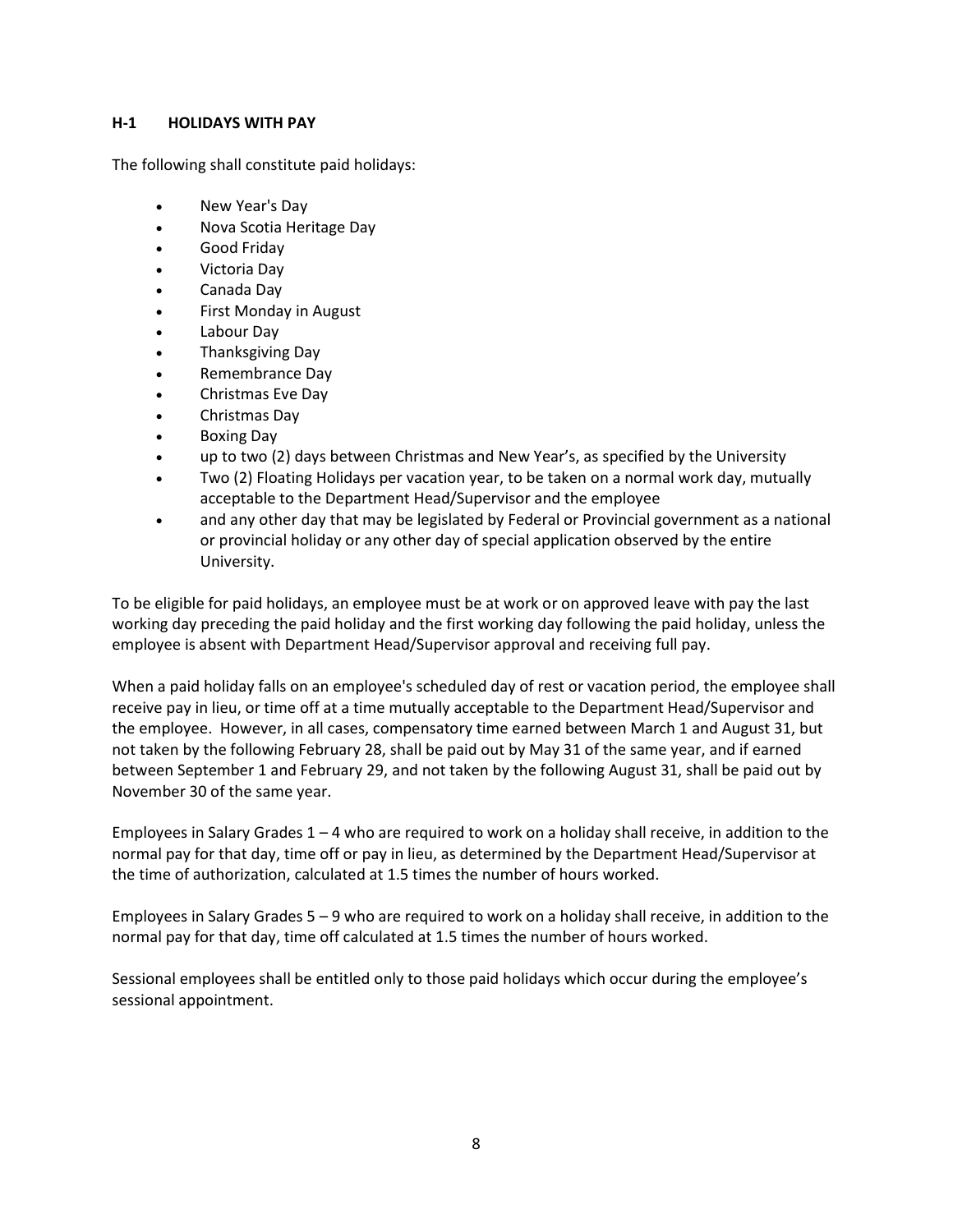### H-1 HOLIDAYS WITH PAY

The following shall constitute paid holidays:

- New Year's Day
- Nova Scotia Heritage Day
- Good Friday
- Victoria Day
- Canada Day
- First Monday in August
- Labour Day
- Thanksgiving Day
- Remembrance Day
- Christmas Eve Day
- Christmas Day
- Boxing Day
- up to two (2) days between Christmas and New Year's, as specified by the University
- Two (2) Floating Holidays per vacation year, to be taken on a normal work day, mutually acceptable to the Department Head/Supervisor and the employee
- and any other day that may be legislated by Federal or Provincial government as a national or provincial holiday or any other day of special application observed by the entire University.

To be eligible for paid holidays, an employee must be at work or on approved leave with pay the last working day preceding the paid holiday and the first working day following the paid holiday, unless the employee is absent with Department Head/Supervisor approval and receiving full pay.

When a paid holiday falls on an employee's scheduled day of rest or vacation period, the employee shall receive pay in lieu, or time off at a time mutually acceptable to the Department Head/Supervisor and the employee. However, in all cases, compensatory time earned between March 1 and August 31, but not taken by the following February 28, shall be paid out by May 31 of the same year, and if earned between September 1 and February 29, and not taken by the following August 31, shall be paid out by November 30 of the same year.

Employees in Salary Grades 1 – 4 who are required to work on a holiday shall receive, in addition to the normal pay for that day, time off or pay in lieu, as determined by the Department Head/Supervisor at the time of authorization, calculated at 1.5 times the number of hours worked.

Employees in Salary Grades 5 – 9 who are required to work on a holiday shall receive, in addition to the normal pay for that day, time off calculated at 1.5 times the number of hours worked.

Sessional employees shall be entitled only to those paid holidays which occur during the employee's sessional appointment.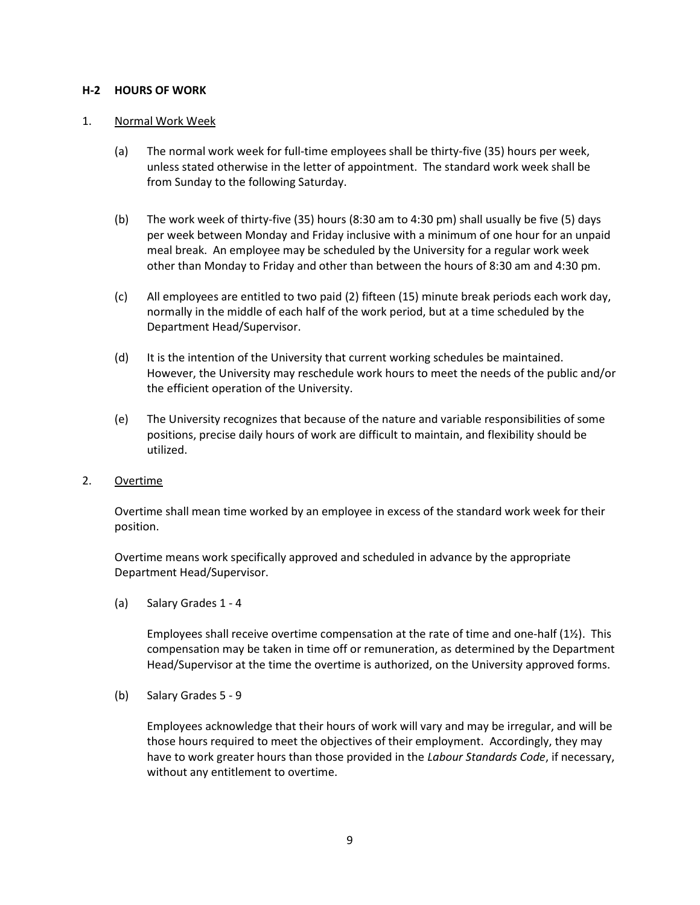## H-2 HOURS OF WORK

1. Normal Work Week

   (a) The normal work week for full-time employees shall be thirty-five (35) hours per week, unless stated otherwise in the letter of appointment. The standard work week shall be from Sunday to the following Saturday.

   (b) The work week of thirty-five (35) hours (8:30 am to 4:30 pm) shall usually be five (5) days per week between Monday and Friday inclusive with a minimum of one hour for an unpaid meal break. An employee may be scheduled by the University for a regular work week other than Monday to Friday and other than between the hours of 8:30 am and 4:30 pm.

   (c) All employees are entitled to two paid (2) fifteen (15) minute break periods each work day, normally in the middle of each half of the work period, but at a time scheduled by the Department Head/Supervisor.

   (d) It is the intention of the University that current working schedules be maintained. However, the University may reschedule work hours to meet the needs of the public and/or the efficient operation of the University.

   (e) The University recognizes that because of the nature and variable responsibilities of some positions, precise daily hours of work are difficult to maintain, and flexibility should be utilized.

2. Overtime

   Overtime shall mean time worked by an employee in excess of the standard work week for their position.

   Overtime means work specifically approved and scheduled in advance by the appropriate Department Head/Supervisor.

   (a) Salary Grades 1 - 4

   Employees shall receive overtime compensation at the rate of time and one-half (1½). This compensation may be taken in time off or remuneration, as determined by the Department Head/Supervisor at the time the overtime is authorized, on the University approved forms.

   (b) Salary Grades 5 - 9

   Employees acknowledge that their hours of work will vary and may be irregular, and will be those hours required to meet the objectives of their employment. Accordingly, they may have to work greater hours than those provided in the *Labour Standards Code*, if necessary, without any entitlement to overtime.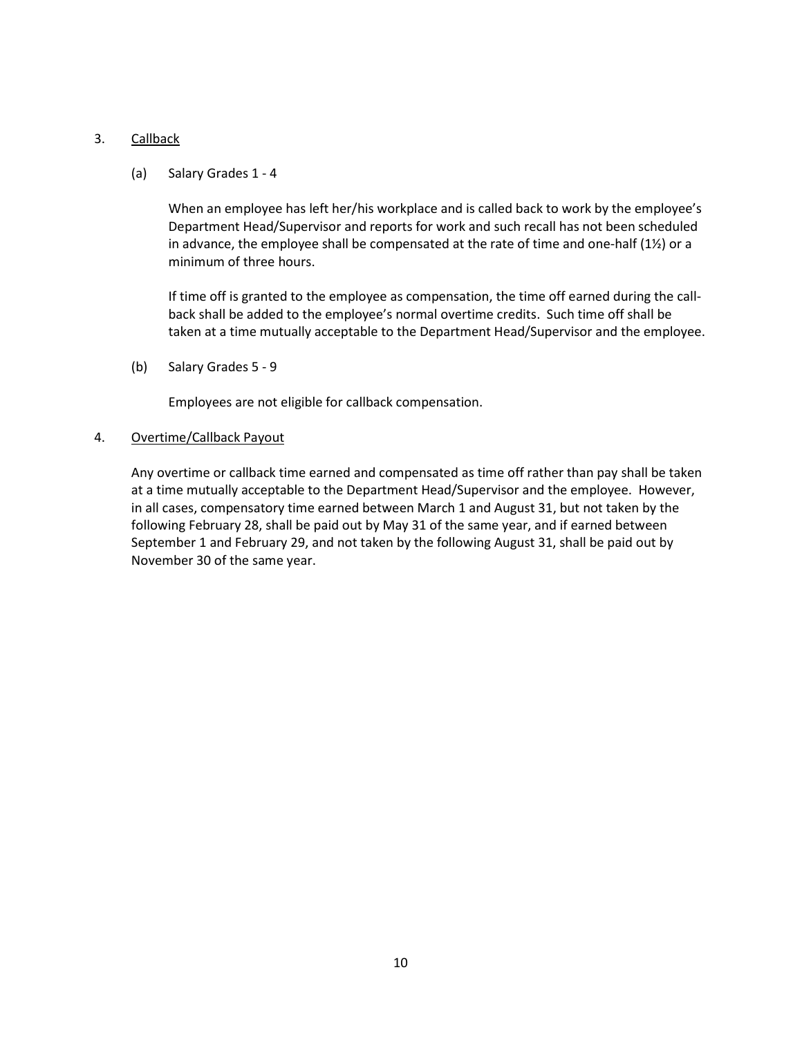3. <u>Callback</u>

    (a) Salary Grades 1 - 4

    When an employee has left her/his workplace and is called back to work by the employee's Department Head/Supervisor and reports for work and such recall has not been scheduled in advance, the employee shall be compensated at the rate of time and one-half (1½) or a minimum of three hours.

    If time off is granted to the employee as compensation, the time off earned during the call-back shall be added to the employee's normal overtime credits. Such time off shall be taken at a time mutually acceptable to the Department Head/Supervisor and the employee.

    (b) Salary Grades 5 - 9

    Employees are not eligible for callback compensation.

4. <u>Overtime/Callback Payout</u>

    Any overtime or callback time earned and compensated as time off rather than pay shall be taken at a time mutually acceptable to the Department Head/Supervisor and the employee. However, in all cases, compensatory time earned between March 1 and August 31, but not taken by the following February 28, shall be paid out by May 31 of the same year, and if earned between September 1 and February 29, and not taken by the following August 31, shall be paid out by November 30 of the same year.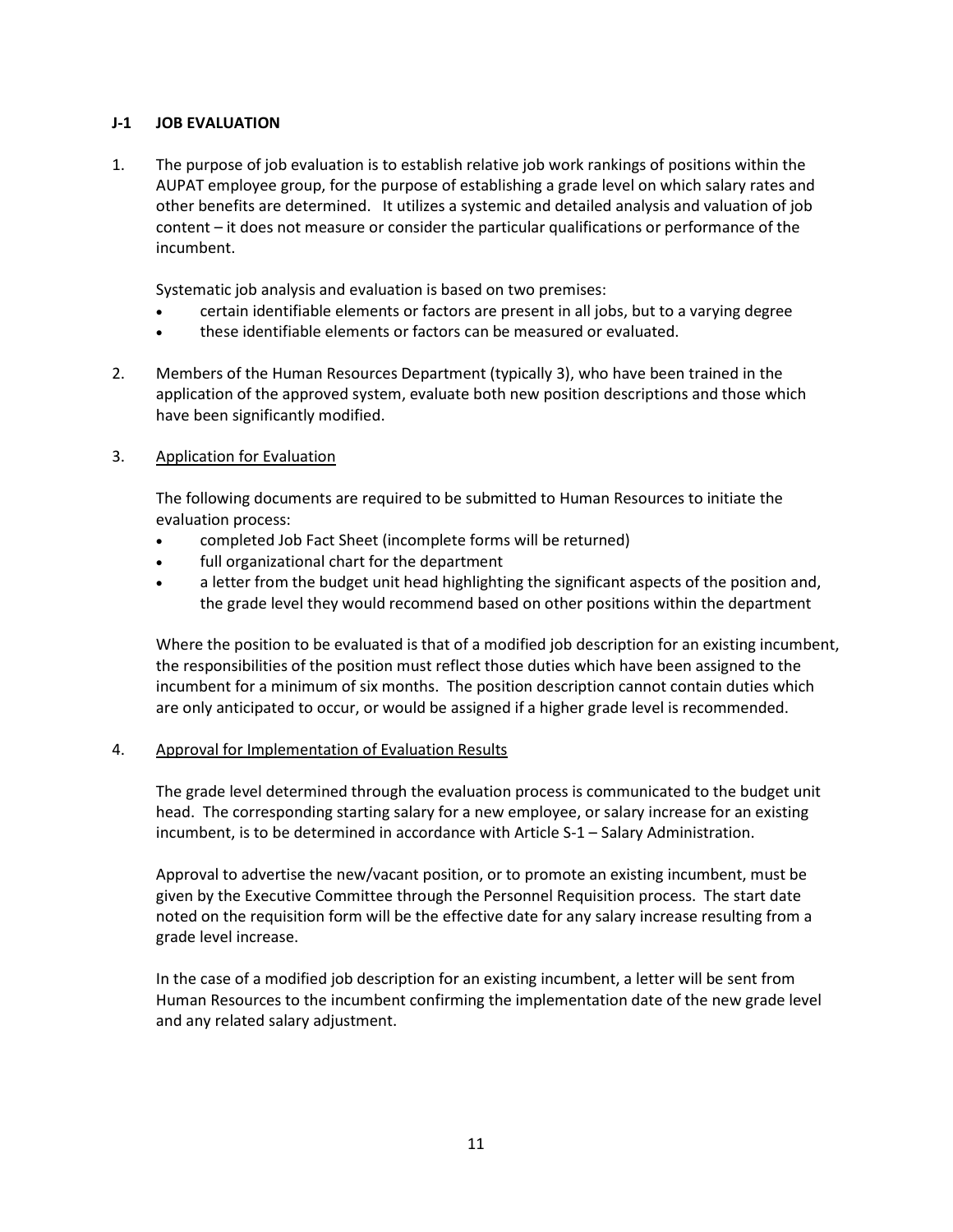## J-1 JOB EVALUATION

1. The purpose of job evaluation is to establish relative job work rankings of positions within the AUPAT employee group, for the purpose of establishing a grade level on which salary rates and other benefits are determined. It utilizes a systemic and detailed analysis and valuation of job content – it does not measure or consider the particular qualifications or performance of the incumbent.

   Systematic job analysis and evaluation is based on two premises:
   - certain identifiable elements or factors are present in all jobs, but to a varying degree
   - these identifiable elements or factors can be measured or evaluated.

2. Members of the Human Resources Department (typically 3), who have been trained in the application of the approved system, evaluate both new position descriptions and those which have been significantly modified.

3. <u>Application for Evaluation</u>

   The following documents are required to be submitted to Human Resources to initiate the evaluation process:
   - completed Job Fact Sheet (incomplete forms will be returned)
   - full organizational chart for the department
   - a letter from the budget unit head highlighting the significant aspects of the position and, the grade level they would recommend based on other positions within the department

   Where the position to be evaluated is that of a modified job description for an existing incumbent, the responsibilities of the position must reflect those duties which have been assigned to the incumbent for a minimum of six months. The position description cannot contain duties which are only anticipated to occur, or would be assigned if a higher grade level is recommended.

4. <u>Approval for Implementation of Evaluation Results</u>

   The grade level determined through the evaluation process is communicated to the budget unit head. The corresponding starting salary for a new employee, or salary increase for an existing incumbent, is to be determined in accordance with Article S-1 – Salary Administration.

   Approval to advertise the new/vacant position, or to promote an existing incumbent, must be given by the Executive Committee through the Personnel Requisition process. The start date noted on the requisition form will be the effective date for any salary increase resulting from a grade level increase.

   In the case of a modified job description for an existing incumbent, a letter will be sent from Human Resources to the incumbent confirming the implementation date of the new grade level and any related salary adjustment.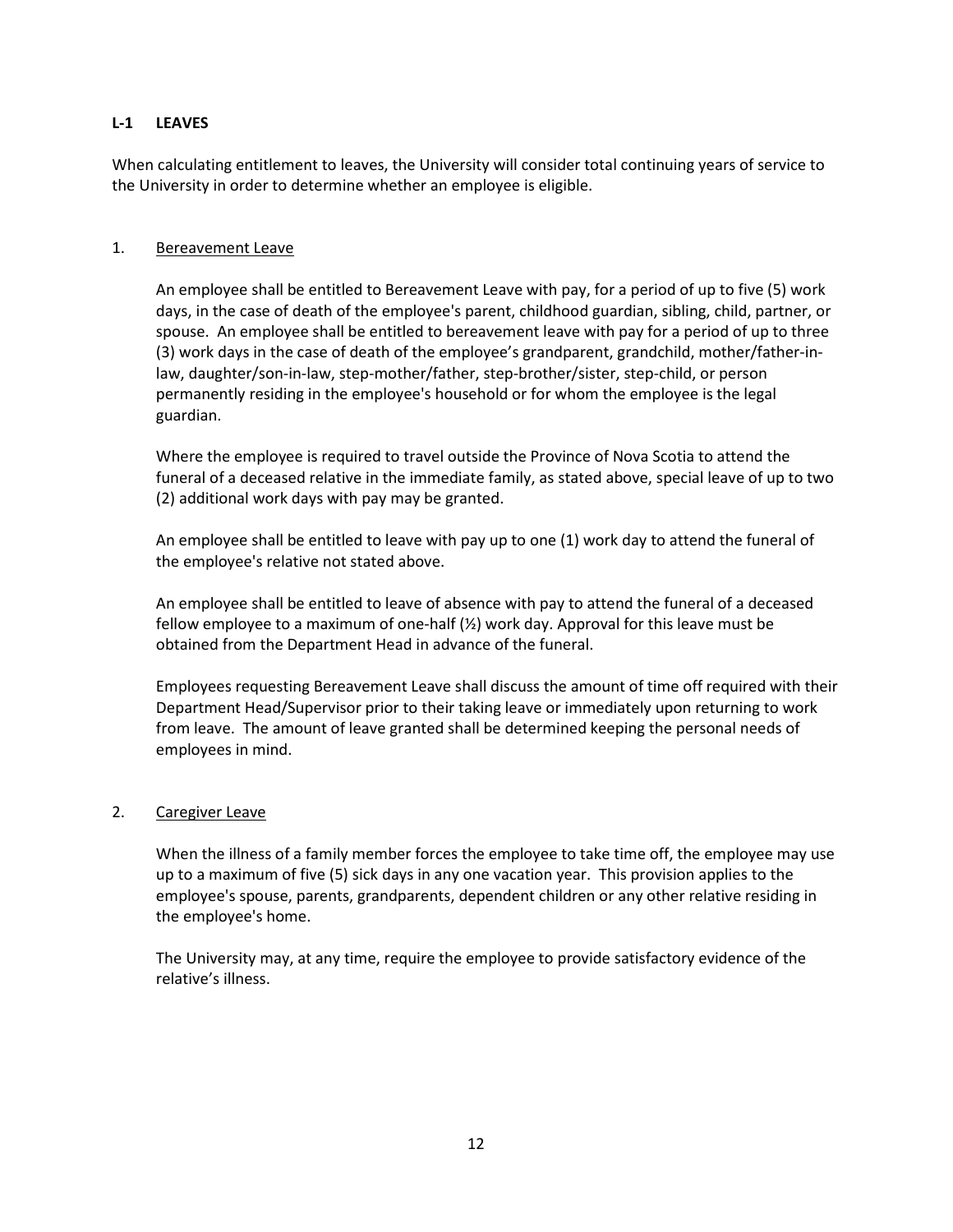## L-1 LEAVES

When calculating entitlement to leaves, the University will consider total continuing years of service to the University in order to determine whether an employee is eligible.

### 1. Bereavement Leave

An employee shall be entitled to Bereavement Leave with pay, for a period of up to five (5) work days, in the case of death of the employee's parent, childhood guardian, sibling, child, partner, or spouse. An employee shall be entitled to bereavement leave with pay for a period of up to three (3) work days in the case of death of the employee's grandparent, grandchild, mother/father-in-law, daughter/son-in-law, step-mother/father, step-brother/sister, step-child, or person permanently residing in the employee's household or for whom the employee is the legal guardian.

Where the employee is required to travel outside the Province of Nova Scotia to attend the funeral of a deceased relative in the immediate family, as stated above, special leave of up to two (2) additional work days with pay may be granted.

An employee shall be entitled to leave with pay up to one (1) work day to attend the funeral of the employee's relative not stated above.

An employee shall be entitled to leave of absence with pay to attend the funeral of a deceased fellow employee to a maximum of one-half (½) work day. Approval for this leave must be obtained from the Department Head in advance of the funeral.

Employees requesting Bereavement Leave shall discuss the amount of time off required with their Department Head/Supervisor prior to their taking leave or immediately upon returning to work from leave. The amount of leave granted shall be determined keeping the personal needs of employees in mind.

### 2. Caregiver Leave

When the illness of a family member forces the employee to take time off, the employee may use up to a maximum of five (5) sick days in any one vacation year. This provision applies to the employee's spouse, parents, grandparents, dependent children or any other relative residing in the employee's home.

The University may, at any time, require the employee to provide satisfactory evidence of the relative's illness.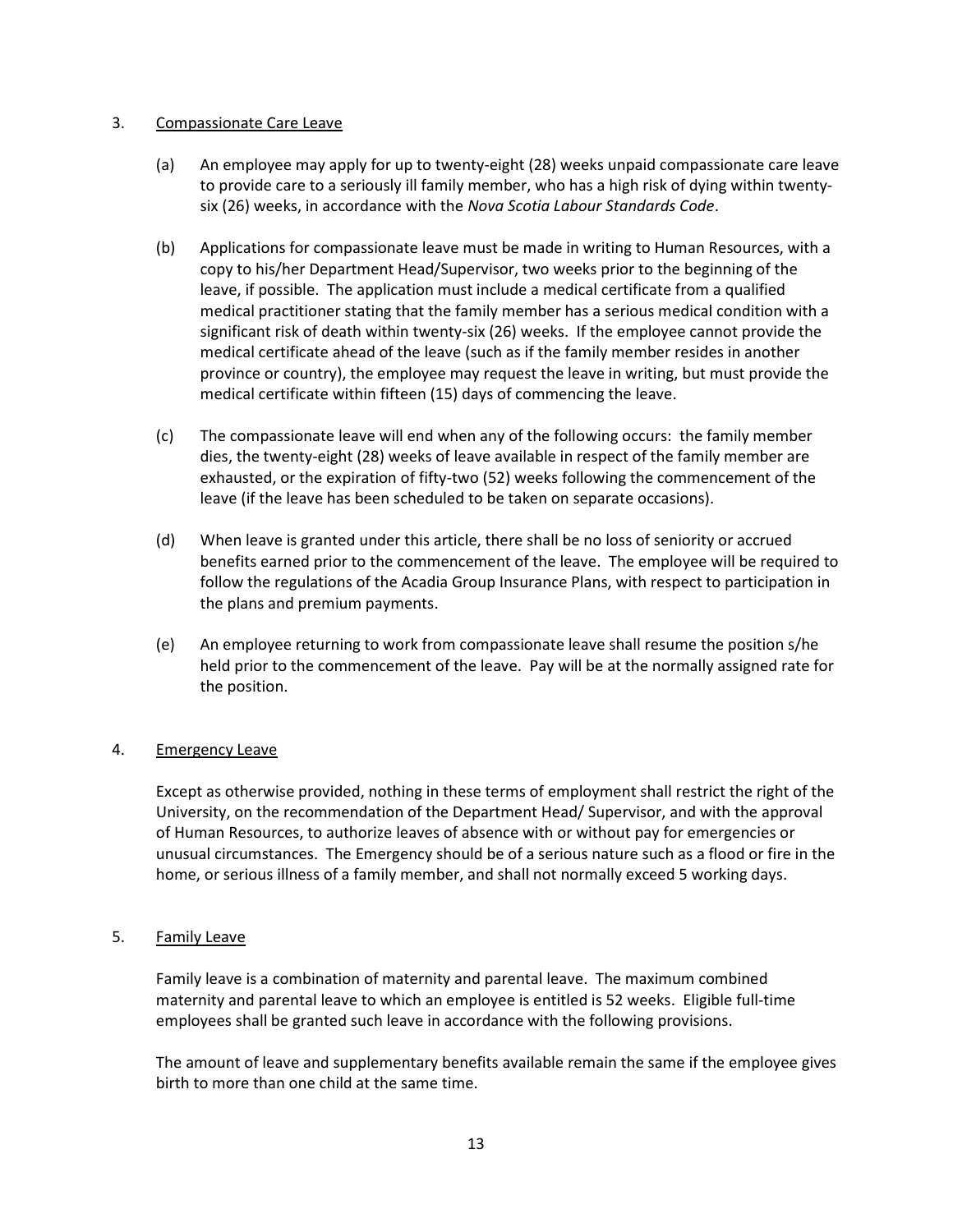3. <u>Compassionate Care Leave</u>

   (a) An employee may apply for up to twenty-eight (28) weeks unpaid compassionate care leave to provide care to a seriously ill family member, who has a high risk of dying within twenty-six (26) weeks, in accordance with the *Nova Scotia Labour Standards Code*.

   (b) Applications for compassionate leave must be made in writing to Human Resources, with a copy to his/her Department Head/Supervisor, two weeks prior to the beginning of the leave, if possible. The application must include a medical certificate from a qualified medical practitioner stating that the family member has a serious medical condition with a significant risk of death within twenty-six (26) weeks. If the employee cannot provide the medical certificate ahead of the leave (such as if the family member resides in another province or country), the employee may request the leave in writing, but must provide the medical certificate within fifteen (15) days of commencing the leave.

   (c) The compassionate leave will end when any of the following occurs: the family member dies, the twenty-eight (28) weeks of leave available in respect of the family member are exhausted, or the expiration of fifty-two (52) weeks following the commencement of the leave (if the leave has been scheduled to be taken on separate occasions).

   (d) When leave is granted under this article, there shall be no loss of seniority or accrued benefits earned prior to the commencement of the leave. The employee will be required to follow the regulations of the Acadia Group Insurance Plans, with respect to participation in the plans and premium payments.

   (e) An employee returning to work from compassionate leave shall resume the position s/he held prior to the commencement of the leave. Pay will be at the normally assigned rate for the position.

4. <u>Emergency Leave</u>

   Except as otherwise provided, nothing in these terms of employment shall restrict the right of the University, on the recommendation of the Department Head/ Supervisor, and with the approval of Human Resources, to authorize leaves of absence with or without pay for emergencies or unusual circumstances. The Emergency should be of a serious nature such as a flood or fire in the home, or serious illness of a family member, and shall not normally exceed 5 working days.

5. <u>Family Leave</u>

   Family leave is a combination of maternity and parental leave. The maximum combined maternity and parental leave to which an employee is entitled is 52 weeks. Eligible full-time employees shall be granted such leave in accordance with the following provisions.

   The amount of leave and supplementary benefits available remain the same if the employee gives birth to more than one child at the same time.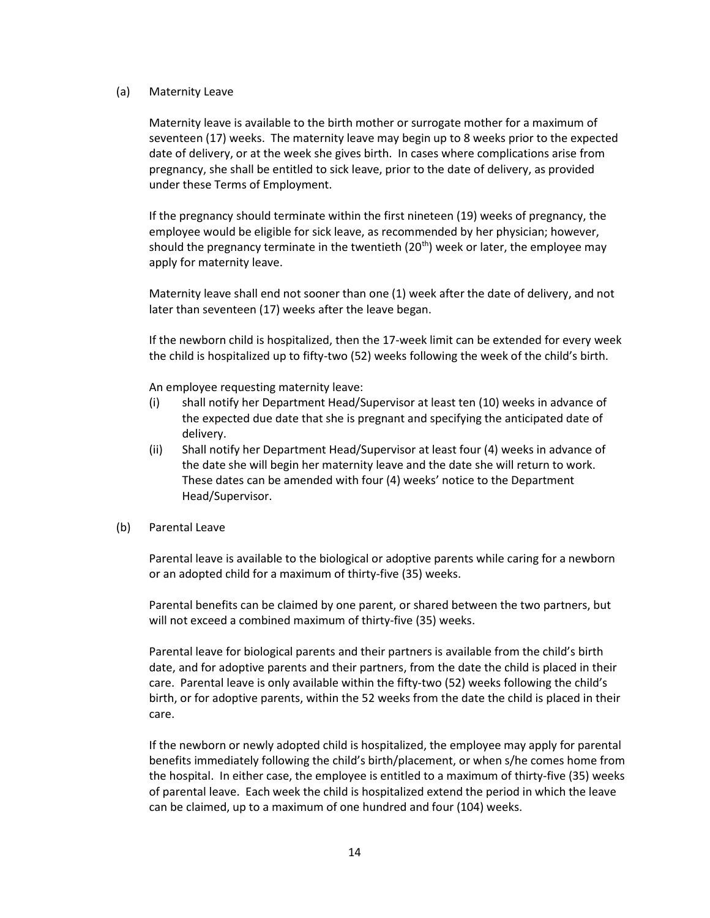(a) Maternity Leave

Maternity leave is available to the birth mother or surrogate mother for a maximum of seventeen (17) weeks. The maternity leave may begin up to 8 weeks prior to the expected date of delivery, or at the week she gives birth. In cases where complications arise from pregnancy, she shall be entitled to sick leave, prior to the date of delivery, as provided under these Terms of Employment.

If the pregnancy should terminate within the first nineteen (19) weeks of pregnancy, the employee would be eligible for sick leave, as recommended by her physician; however, should the pregnancy terminate in the twentieth (20th) week or later, the employee may apply for maternity leave.

Maternity leave shall end not sooner than one (1) week after the date of delivery, and not later than seventeen (17) weeks after the leave began.

If the newborn child is hospitalized, then the 17-week limit can be extended for every week the child is hospitalized up to fifty-two (52) weeks following the week of the child's birth.

An employee requesting maternity leave:

(i) shall notify her Department Head/Supervisor at least ten (10) weeks in advance of the expected due date that she is pregnant and specifying the anticipated date of delivery.

(ii) Shall notify her Department Head/Supervisor at least four (4) weeks in advance of the date she will begin her maternity leave and the date she will return to work. These dates can be amended with four (4) weeks' notice to the Department Head/Supervisor.

(b) Parental Leave

Parental leave is available to the biological or adoptive parents while caring for a newborn or an adopted child for a maximum of thirty-five (35) weeks.

Parental benefits can be claimed by one parent, or shared between the two partners, but will not exceed a combined maximum of thirty-five (35) weeks.

Parental leave for biological parents and their partners is available from the child's birth date, and for adoptive parents and their partners, from the date the child is placed in their care. Parental leave is only available within the fifty-two (52) weeks following the child's birth, or for adoptive parents, within the 52 weeks from the date the child is placed in their care.

If the newborn or newly adopted child is hospitalized, the employee may apply for parental benefits immediately following the child's birth/placement, or when s/he comes home from the hospital. In either case, the employee is entitled to a maximum of thirty-five (35) weeks of parental leave. Each week the child is hospitalized extend the period in which the leave can be claimed, up to a maximum of one hundred and four (104) weeks.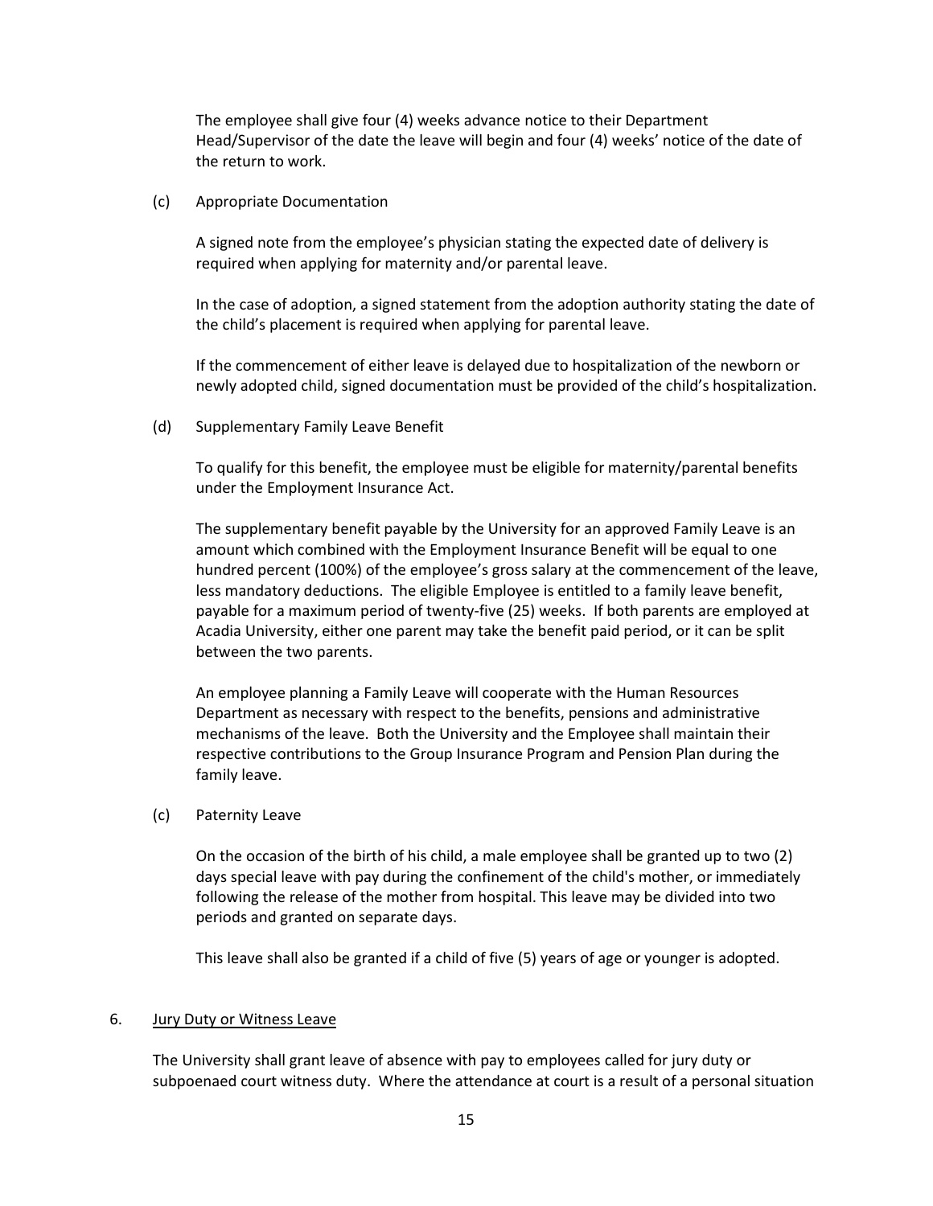The employee shall give four (4) weeks advance notice to their Department Head/Supervisor of the date the leave will begin and four (4) weeks' notice of the date of the return to work.

(c) Appropriate Documentation

A signed note from the employee's physician stating the expected date of delivery is required when applying for maternity and/or parental leave.

In the case of adoption, a signed statement from the adoption authority stating the date of the child's placement is required when applying for parental leave.

If the commencement of either leave is delayed due to hospitalization of the newborn or newly adopted child, signed documentation must be provided of the child's hospitalization.

(d) Supplementary Family Leave Benefit

To qualify for this benefit, the employee must be eligible for maternity/parental benefits under the Employment Insurance Act.

The supplementary benefit payable by the University for an approved Family Leave is an amount which combined with the Employment Insurance Benefit will be equal to one hundred percent (100%) of the employee's gross salary at the commencement of the leave, less mandatory deductions. The eligible Employee is entitled to a family leave benefit, payable for a maximum period of twenty-five (25) weeks. If both parents are employed at Acadia University, either one parent may take the benefit paid period, or it can be split between the two parents.

An employee planning a Family Leave will cooperate with the Human Resources Department as necessary with respect to the benefits, pensions and administrative mechanisms of the leave. Both the University and the Employee shall maintain their respective contributions to the Group Insurance Program and Pension Plan during the family leave.

(c) Paternity Leave

On the occasion of the birth of his child, a male employee shall be granted up to two (2) days special leave with pay during the confinement of the child's mother, or immediately following the release of the mother from hospital. This leave may be divided into two periods and granted on separate days.

This leave shall also be granted if a child of five (5) years of age or younger is adopted.

6. <u>Jury Duty or Witness Leave</u>

The University shall grant leave of absence with pay to employees called for jury duty or subpoenaed court witness duty. Where the attendance at court is a result of a personal situation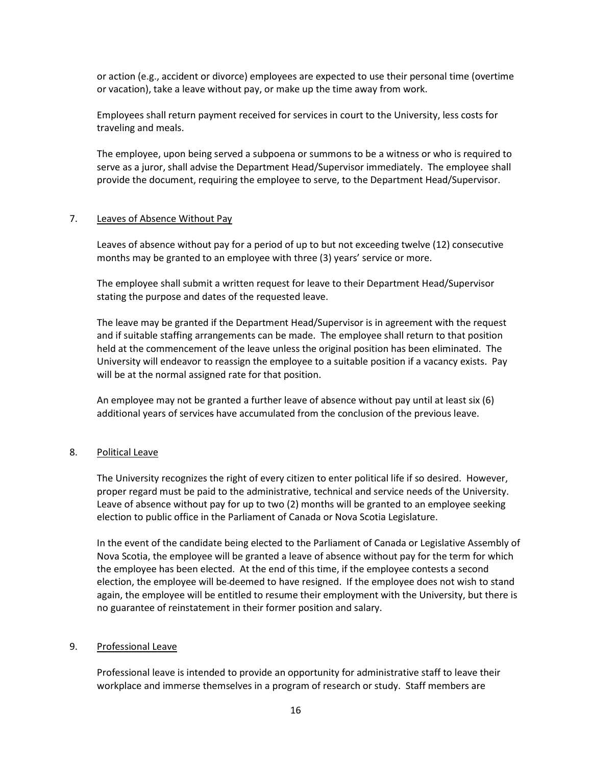or action (e.g., accident or divorce) employees are expected to use their personal time (overtime or vacation), take a leave without pay, or make up the time away from work.

Employees shall return payment received for services in court to the University, less costs for traveling and meals.

The employee, upon being served a subpoena or summons to be a witness or who is required to serve as a juror, shall advise the Department Head/Supervisor immediately. The employee shall provide the document, requiring the employee to serve, to the Department Head/Supervisor.

7. Leaves of Absence Without Pay

Leaves of absence without pay for a period of up to but not exceeding twelve (12) consecutive months may be granted to an employee with three (3) years' service or more.

The employee shall submit a written request for leave to their Department Head/Supervisor stating the purpose and dates of the requested leave.

The leave may be granted if the Department Head/Supervisor is in agreement with the request and if suitable staffing arrangements can be made. The employee shall return to that position held at the commencement of the leave unless the original position has been eliminated. The University will endeavor to reassign the employee to a suitable position if a vacancy exists. Pay will be at the normal assigned rate for that position.

An employee may not be granted a further leave of absence without pay until at least six (6) additional years of services have accumulated from the conclusion of the previous leave.

8. Political Leave

The University recognizes the right of every citizen to enter political life if so desired. However, proper regard must be paid to the administrative, technical and service needs of the University. Leave of absence without pay for up to two (2) months will be granted to an employee seeking election to public office in the Parliament of Canada or Nova Scotia Legislature.

In the event of the candidate being elected to the Parliament of Canada or Legislative Assembly of Nova Scotia, the employee will be granted a leave of absence without pay for the term for which the employee has been elected. At the end of this time, if the employee contests a second election, the employee will be deemed to have resigned. If the employee does not wish to stand again, the employee will be entitled to resume their employment with the University, but there is no guarantee of reinstatement in their former position and salary.

9. Professional Leave

Professional leave is intended to provide an opportunity for administrative staff to leave their workplace and immerse themselves in a program of research or study. Staff members are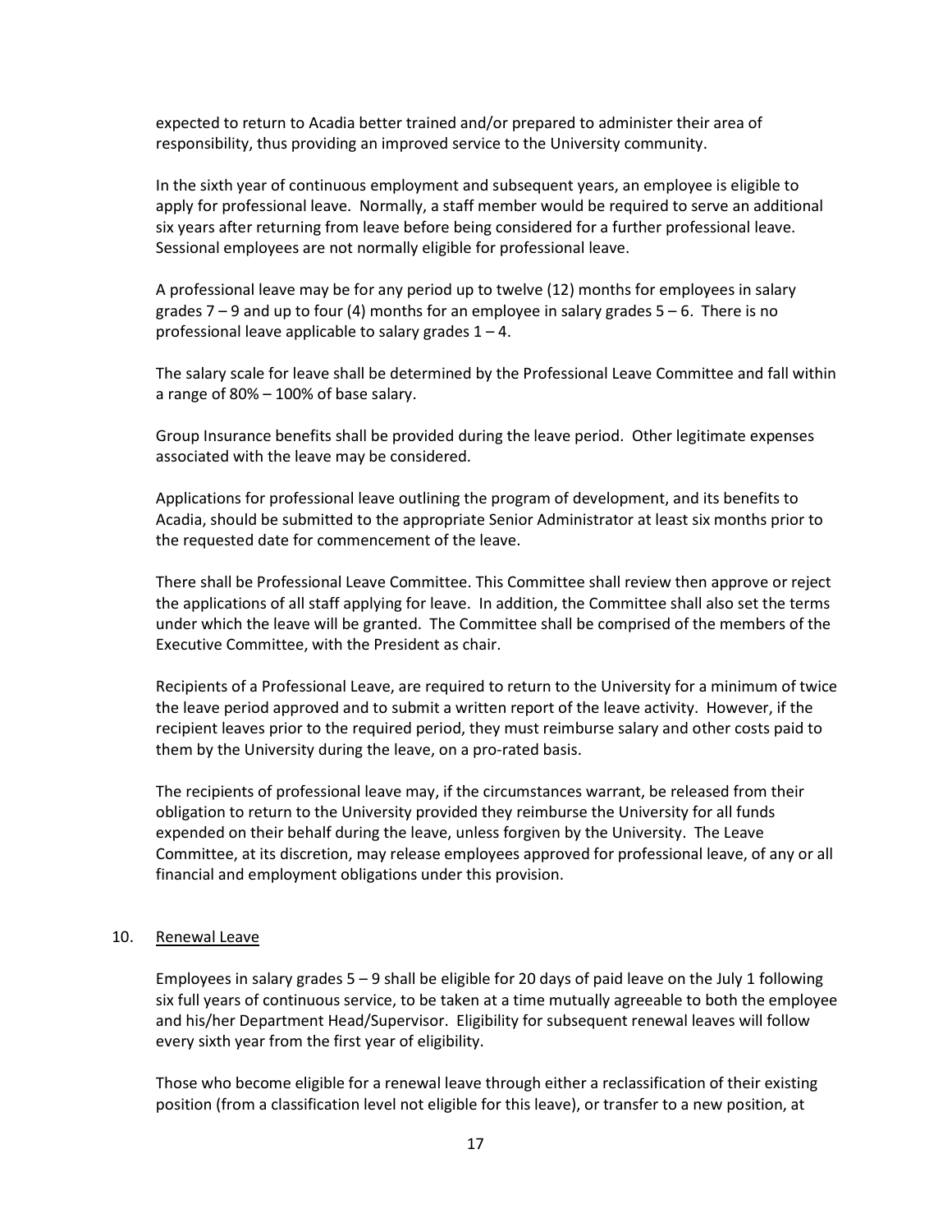expected to return to Acadia better trained and/or prepared to administer their area of responsibility, thus providing an improved service to the University community.

In the sixth year of continuous employment and subsequent years, an employee is eligible to apply for professional leave. Normally, a staff member would be required to serve an additional six years after returning from leave before being considered for a further professional leave. Sessional employees are not normally eligible for professional leave.

A professional leave may be for any period up to twelve (12) months for employees in salary grades 7 – 9 and up to four (4) months for an employee in salary grades 5 – 6. There is no professional leave applicable to salary grades 1 – 4.

The salary scale for leave shall be determined by the Professional Leave Committee and fall within a range of 80% – 100% of base salary.

Group Insurance benefits shall be provided during the leave period. Other legitimate expenses associated with the leave may be considered.

Applications for professional leave outlining the program of development, and its benefits to Acadia, should be submitted to the appropriate Senior Administrator at least six months prior to the requested date for commencement of the leave.

There shall be Professional Leave Committee. This Committee shall review then approve or reject the applications of all staff applying for leave. In addition, the Committee shall also set the terms under which the leave will be granted. The Committee shall be comprised of the members of the Executive Committee, with the President as chair.

Recipients of a Professional Leave, are required to return to the University for a minimum of twice the leave period approved and to submit a written report of the leave activity. However, if the recipient leaves prior to the required period, they must reimburse salary and other costs paid to them by the University during the leave, on a pro-rated basis.

The recipients of professional leave may, if the circumstances warrant, be released from their obligation to return to the University provided they reimburse the University for all funds expended on their behalf during the leave, unless forgiven by the University. The Leave Committee, at its discretion, may release employees approved for professional leave, of any or all financial and employment obligations under this provision.

10. Renewal Leave

Employees in salary grades 5 – 9 shall be eligible for 20 days of paid leave on the July 1 following six full years of continuous service, to be taken at a time mutually agreeable to both the employee and his/her Department Head/Supervisor. Eligibility for subsequent renewal leaves will follow every sixth year from the first year of eligibility.

Those who become eligible for a renewal leave through either a reclassification of their existing position (from a classification level not eligible for this leave), or transfer to a new position, at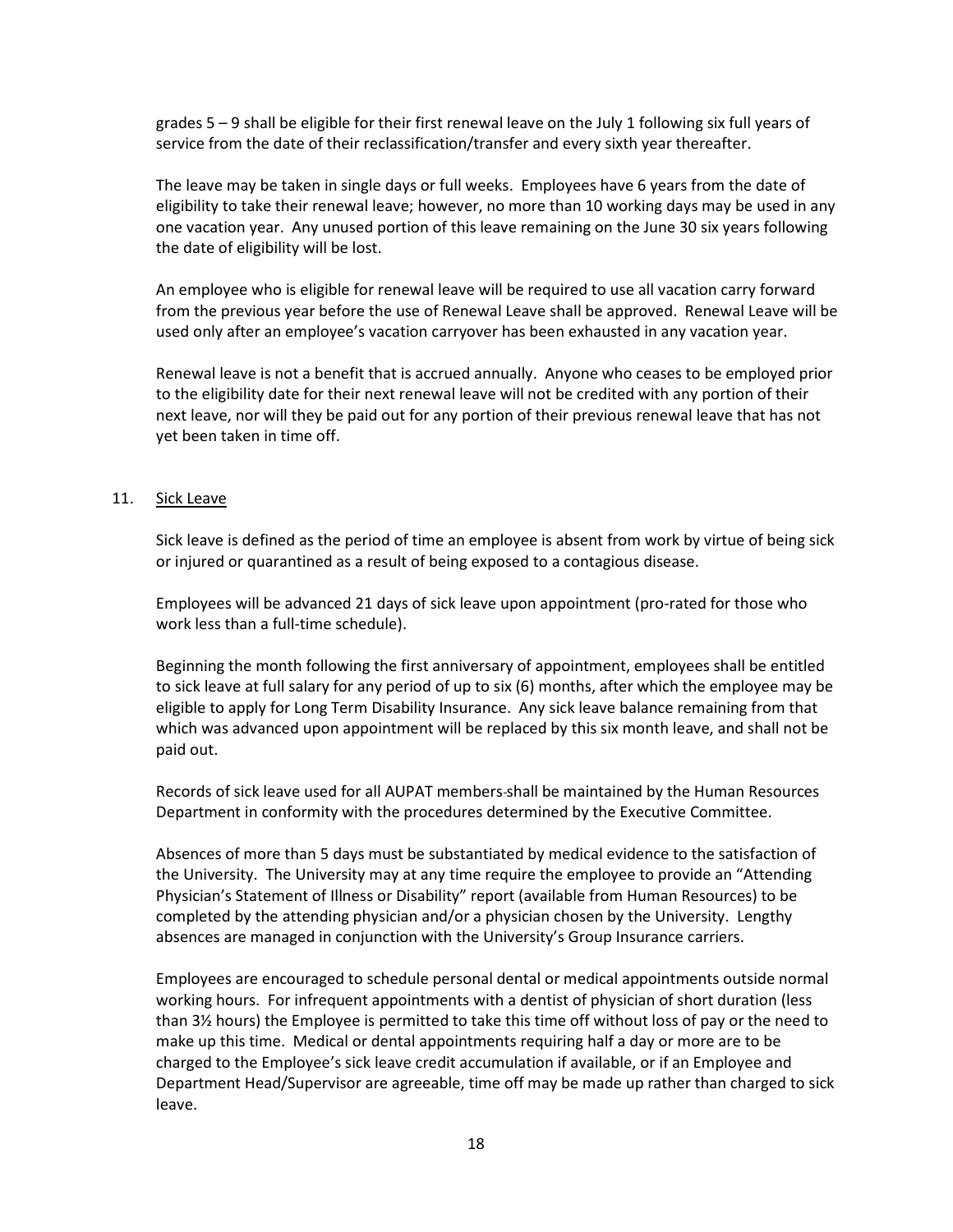grades 5 – 9 shall be eligible for their first renewal leave on the July 1 following six full years of service from the date of their reclassification/transfer and every sixth year thereafter.

The leave may be taken in single days or full weeks. Employees have 6 years from the date of eligibility to take their renewal leave; however, no more than 10 working days may be used in any one vacation year. Any unused portion of this leave remaining on the June 30 six years following the date of eligibility will be lost.

An employee who is eligible for renewal leave will be required to use all vacation carry forward from the previous year before the use of Renewal Leave shall be approved. Renewal Leave will be used only after an employee's vacation carryover has been exhausted in any vacation year.

Renewal leave is not a benefit that is accrued annually. Anyone who ceases to be employed prior to the eligibility date for their next renewal leave will not be credited with any portion of their next leave, nor will they be paid out for any portion of their previous renewal leave that has not yet been taken in time off.

## 11. Sick Leave

Sick leave is defined as the period of time an employee is absent from work by virtue of being sick or injured or quarantined as a result of being exposed to a contagious disease.

Employees will be advanced 21 days of sick leave upon appointment (pro-rated for those who work less than a full-time schedule).

Beginning the month following the first anniversary of appointment, employees shall be entitled to sick leave at full salary for any period of up to six (6) months, after which the employee may be eligible to apply for Long Term Disability Insurance. Any sick leave balance remaining from that which was advanced upon appointment will be replaced by this six month leave, and shall not be paid out.

Records of sick leave used for all AUPAT members shall be maintained by the Human Resources Department in conformity with the procedures determined by the Executive Committee.

Absences of more than 5 days must be substantiated by medical evidence to the satisfaction of the University. The University may at any time require the employee to provide an "Attending Physician's Statement of Illness or Disability" report (available from Human Resources) to be completed by the attending physician and/or a physician chosen by the University. Lengthy absences are managed in conjunction with the University's Group Insurance carriers.

Employees are encouraged to schedule personal dental or medical appointments outside normal working hours. For infrequent appointments with a dentist of physician of short duration (less than 3½ hours) the Employee is permitted to take this time off without loss of pay or the need to make up this time. Medical or dental appointments requiring half a day or more are to be charged to the Employee's sick leave credit accumulation if available, or if an Employee and Department Head/Supervisor are agreeable, time off may be made up rather than charged to sick leave.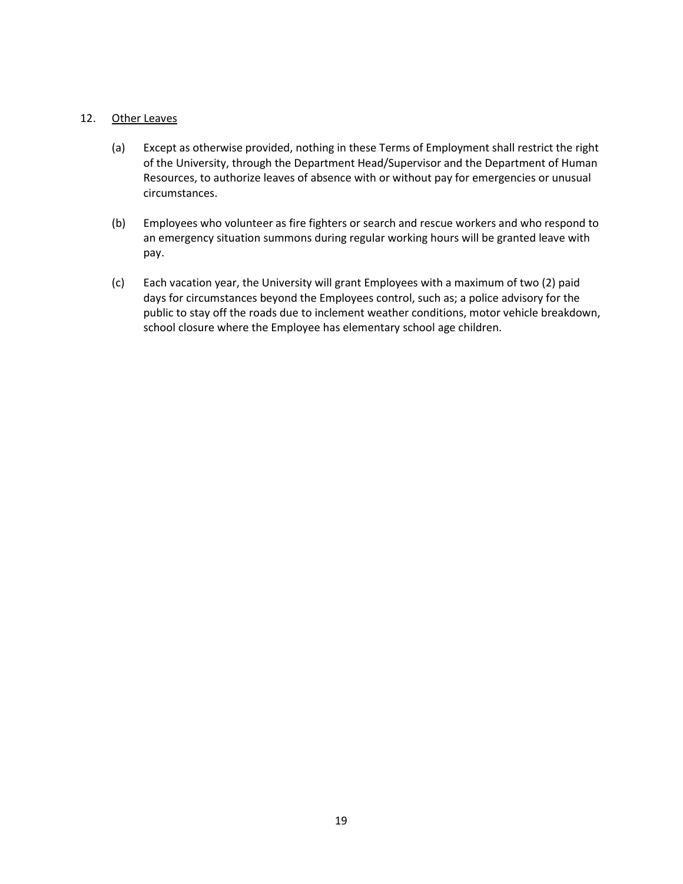12. <u>Other Leaves</u>

    (a) Except as otherwise provided, nothing in these Terms of Employment shall restrict the right of the University, through the Department Head/Supervisor and the Department of Human Resources, to authorize leaves of absence with or without pay for emergencies or unusual circumstances.

    (b) Employees who volunteer as fire fighters or search and rescue workers and who respond to an emergency situation summons during regular working hours will be granted leave with pay.

    (c) Each vacation year, the University will grant Employees with a maximum of two (2) paid days for circumstances beyond the Employees control, such as; a police advisory for the public to stay off the roads due to inclement weather conditions, motor vehicle breakdown, school closure where the Employee has elementary school age children.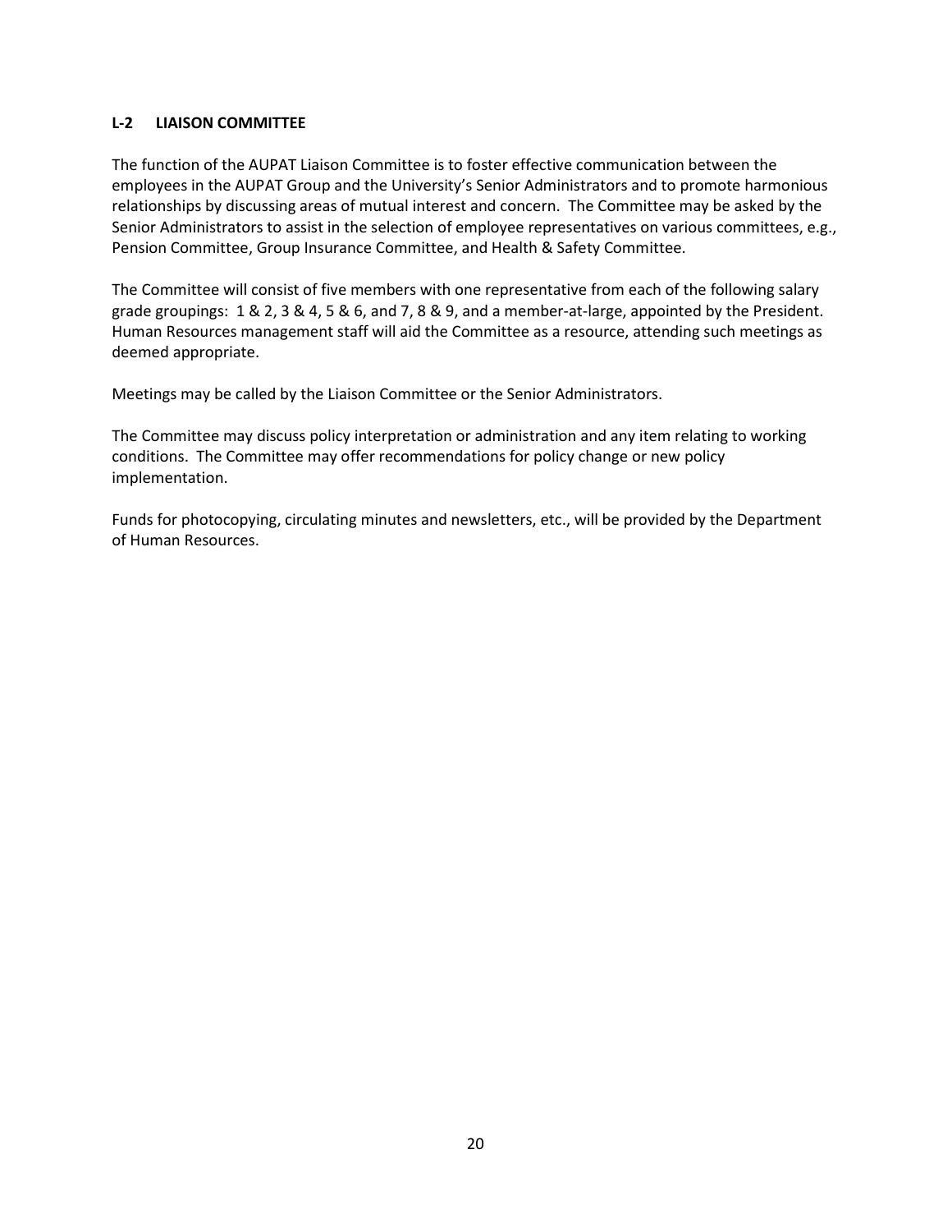## L-2 LIAISON COMMITTEE

The function of the AUPAT Liaison Committee is to foster effective communication between the employees in the AUPAT Group and the University's Senior Administrators and to promote harmonious relationships by discussing areas of mutual interest and concern. The Committee may be asked by the Senior Administrators to assist in the selection of employee representatives on various committees, e.g., Pension Committee, Group Insurance Committee, and Health & Safety Committee.

The Committee will consist of five members with one representative from each of the following salary grade groupings: 1 & 2, 3 & 4, 5 & 6, and 7, 8 & 9, and a member-at-large, appointed by the President. Human Resources management staff will aid the Committee as a resource, attending such meetings as deemed appropriate.

Meetings may be called by the Liaison Committee or the Senior Administrators.

The Committee may discuss policy interpretation or administration and any item relating to working conditions. The Committee may offer recommendations for policy change or new policy implementation.

Funds for photocopying, circulating minutes and newsletters, etc., will be provided by the Department of Human Resources.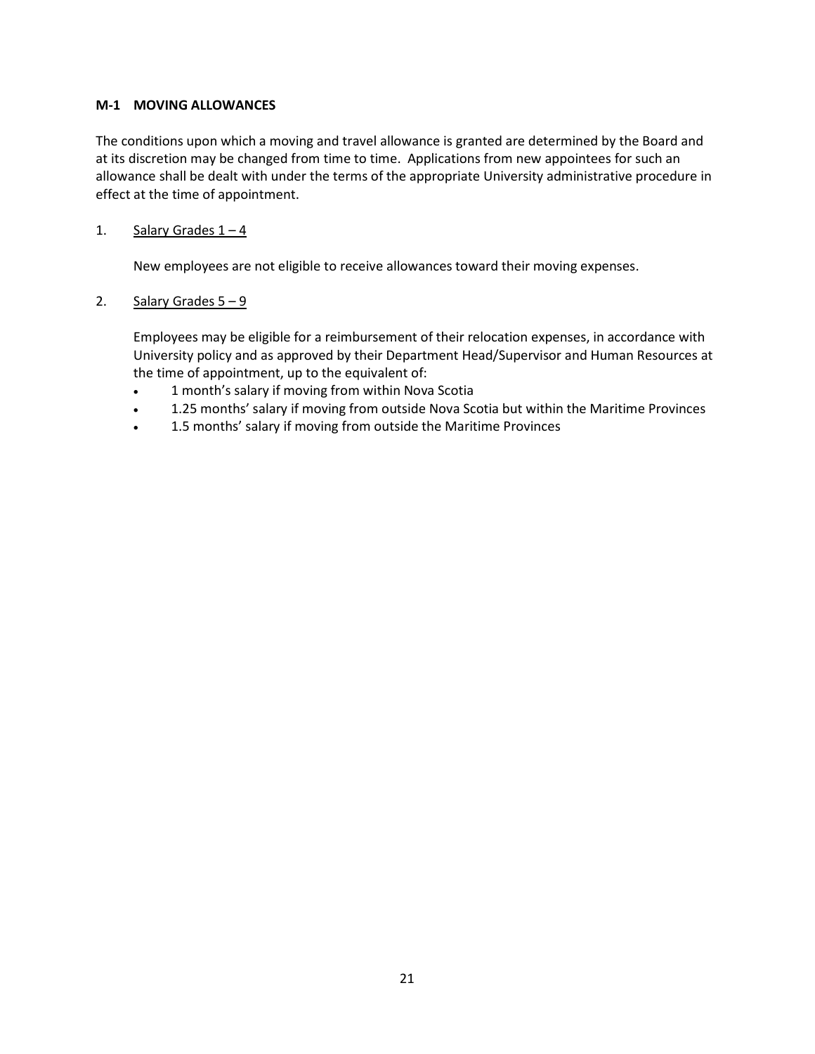## M-1 MOVING ALLOWANCES

The conditions upon which a moving and travel allowance is granted are determined by the Board and at its discretion may be changed from time to time. Applications from new appointees for such an allowance shall be dealt with under the terms of the appropriate University administrative procedure in effect at the time of appointment.

1. <u>Salary Grades 1 – 4</u>

   New employees are not eligible to receive allowances toward their moving expenses.

2. <u>Salary Grades 5 – 9</u>

   Employees may be eligible for a reimbursement of their relocation expenses, in accordance with University policy and as approved by their Department Head/Supervisor and Human Resources at the time of appointment, up to the equivalent of:

   - 1 month's salary if moving from within Nova Scotia
   - 1.25 months' salary if moving from outside Nova Scotia but within the Maritime Provinces
   - 1.5 months' salary if moving from outside the Maritime Provinces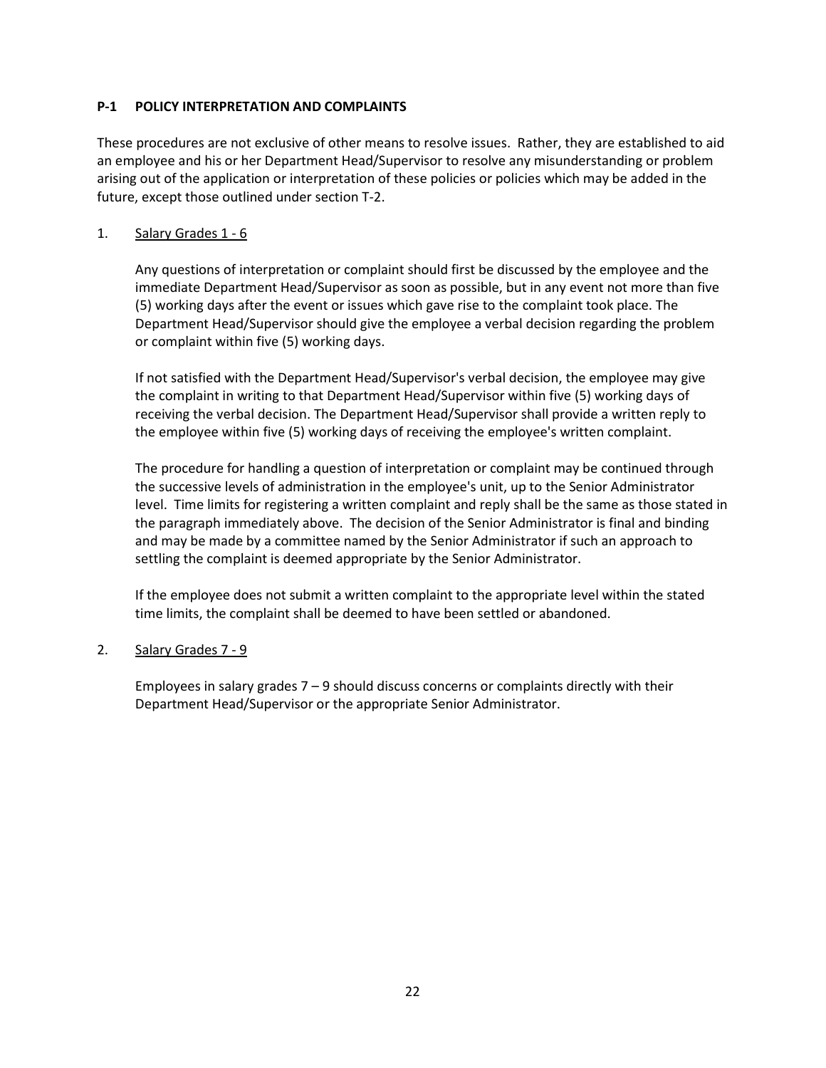## P-1 POLICY INTERPRETATION AND COMPLAINTS

These procedures are not exclusive of other means to resolve issues. Rather, they are established to aid an employee and his or her Department Head/Supervisor to resolve any misunderstanding or problem arising out of the application or interpretation of these policies or policies which may be added in the future, except those outlined under section T-2.

1. Salary Grades 1 - 6

   Any questions of interpretation or complaint should first be discussed by the employee and the immediate Department Head/Supervisor as soon as possible, but in any event not more than five (5) working days after the event or issues which gave rise to the complaint took place. The Department Head/Supervisor should give the employee a verbal decision regarding the problem or complaint within five (5) working days.

   If not satisfied with the Department Head/Supervisor's verbal decision, the employee may give the complaint in writing to that Department Head/Supervisor within five (5) working days of receiving the verbal decision. The Department Head/Supervisor shall provide a written reply to the employee within five (5) working days of receiving the employee's written complaint.

   The procedure for handling a question of interpretation or complaint may be continued through the successive levels of administration in the employee's unit, up to the Senior Administrator level. Time limits for registering a written complaint and reply shall be the same as those stated in the paragraph immediately above. The decision of the Senior Administrator is final and binding and may be made by a committee named by the Senior Administrator if such an approach to settling the complaint is deemed appropriate by the Senior Administrator.

   If the employee does not submit a written complaint to the appropriate level within the stated time limits, the complaint shall be deemed to have been settled or abandoned.

2. Salary Grades 7 - 9

   Employees in salary grades 7 – 9 should discuss concerns or complaints directly with their Department Head/Supervisor or the appropriate Senior Administrator.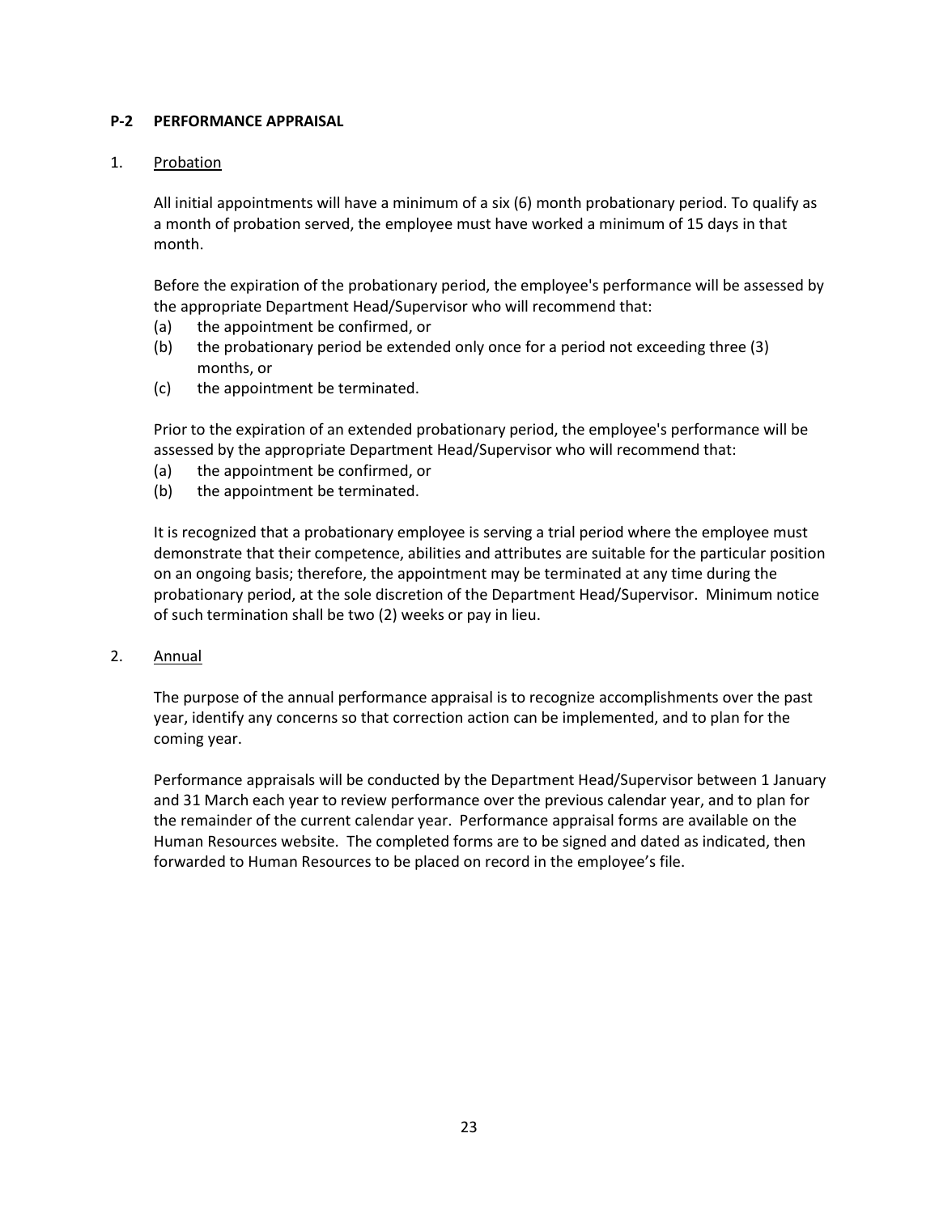## P-2 PERFORMANCE APPRAISAL

1. <u>Probation</u>

   All initial appointments will have a minimum of a six (6) month probationary period. To qualify as a month of probation served, the employee must have worked a minimum of 15 days in that month.

   Before the expiration of the probationary period, the employee's performance will be assessed by the appropriate Department Head/Supervisor who will recommend that:

   (a) the appointment be confirmed, or
   (b) the probationary period be extended only once for a period not exceeding three (3) months, or
   (c) the appointment be terminated.

   Prior to the expiration of an extended probationary period, the employee's performance will be assessed by the appropriate Department Head/Supervisor who will recommend that:

   (a) the appointment be confirmed, or
   (b) the appointment be terminated.

   It is recognized that a probationary employee is serving a trial period where the employee must demonstrate that their competence, abilities and attributes are suitable for the particular position on an ongoing basis; therefore, the appointment may be terminated at any time during the probationary period, at the sole discretion of the Department Head/Supervisor. Minimum notice of such termination shall be two (2) weeks or pay in lieu.

2. <u>Annual</u>

   The purpose of the annual performance appraisal is to recognize accomplishments over the past year, identify any concerns so that correction action can be implemented, and to plan for the coming year.

   Performance appraisals will be conducted by the Department Head/Supervisor between 1 January and 31 March each year to review performance over the previous calendar year, and to plan for the remainder of the current calendar year. Performance appraisal forms are available on the Human Resources website. The completed forms are to be signed and dated as indicated, then forwarded to Human Resources to be placed on record in the employee's file.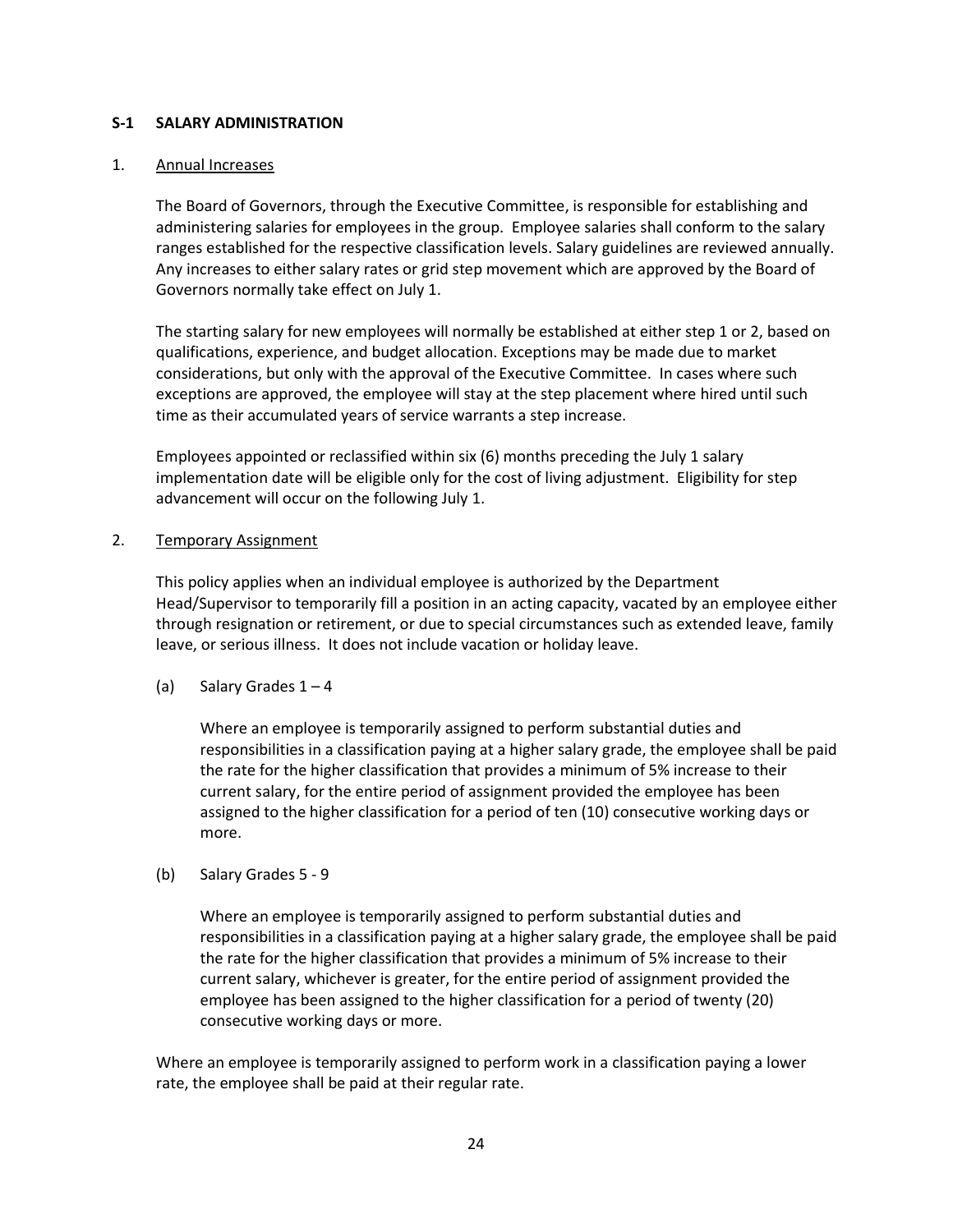## S-1 SALARY ADMINISTRATION

### 1. Annual Increases

The Board of Governors, through the Executive Committee, is responsible for establishing and administering salaries for employees in the group. Employee salaries shall conform to the salary ranges established for the respective classification levels. Salary guidelines are reviewed annually. Any increases to either salary rates or grid step movement which are approved by the Board of Governors normally take effect on July 1.

The starting salary for new employees will normally be established at either step 1 or 2, based on qualifications, experience, and budget allocation. Exceptions may be made due to market considerations, but only with the approval of the Executive Committee. In cases where such exceptions are approved, the employee will stay at the step placement where hired until such time as their accumulated years of service warrants a step increase.

Employees appointed or reclassified within six (6) months preceding the July 1 salary implementation date will be eligible only for the cost of living adjustment. Eligibility for step advancement will occur on the following July 1.

### 2. Temporary Assignment

This policy applies when an individual employee is authorized by the Department Head/Supervisor to temporarily fill a position in an acting capacity, vacated by an employee either through resignation or retirement, or due to special circumstances such as extended leave, family leave, or serious illness. It does not include vacation or holiday leave.

(a) Salary Grades 1 – 4

Where an employee is temporarily assigned to perform substantial duties and responsibilities in a classification paying at a higher salary grade, the employee shall be paid the rate for the higher classification that provides a minimum of 5% increase to their current salary, for the entire period of assignment provided the employee has been assigned to the higher classification for a period of ten (10) consecutive working days or more.

(b) Salary Grades 5 - 9

Where an employee is temporarily assigned to perform substantial duties and responsibilities in a classification paying at a higher salary grade, the employee shall be paid the rate for the higher classification that provides a minimum of 5% increase to their current salary, whichever is greater, for the entire period of assignment provided the employee has been assigned to the higher classification for a period of twenty (20) consecutive working days or more.

Where an employee is temporarily assigned to perform work in a classification paying a lower rate, the employee shall be paid at their regular rate.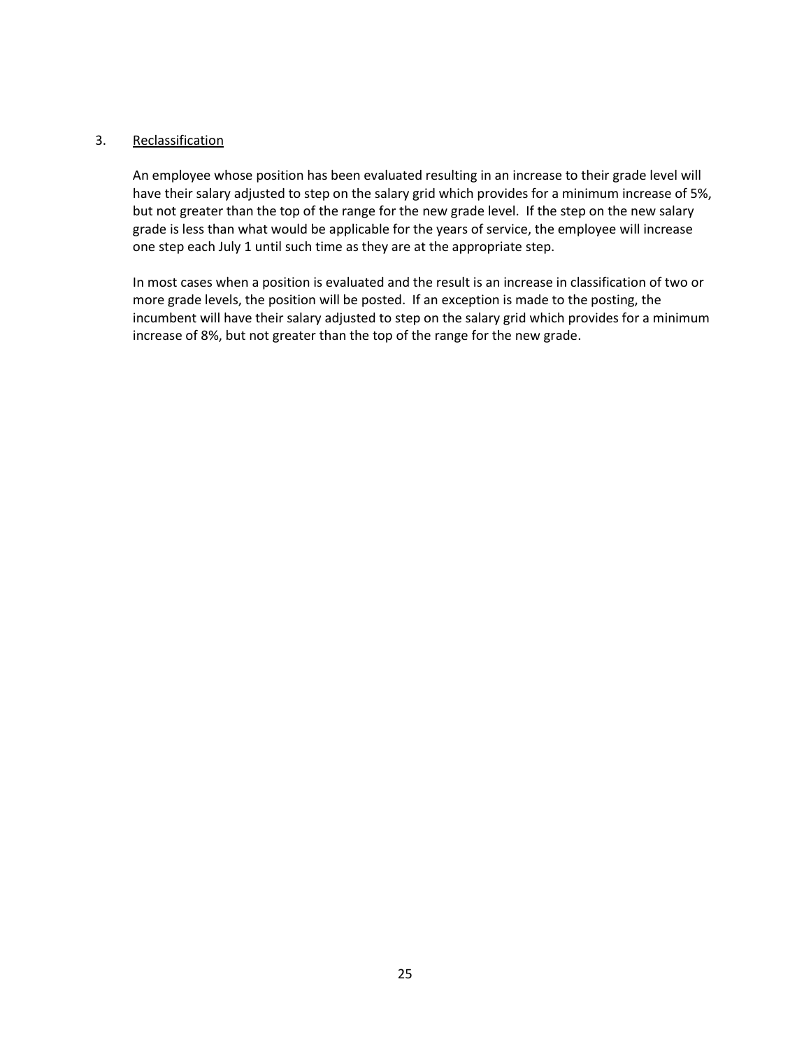3. <u>Reclassification</u>

An employee whose position has been evaluated resulting in an increase to their grade level will have their salary adjusted to step on the salary grid which provides for a minimum increase of 5%, but not greater than the top of the range for the new grade level. If the step on the new salary grade is less than what would be applicable for the years of service, the employee will increase one step each July 1 until such time as they are at the appropriate step.

In most cases when a position is evaluated and the result is an increase in classification of two or more grade levels, the position will be posted. If an exception is made to the posting, the incumbent will have their salary adjusted to step on the salary grid which provides for a minimum increase of 8%, but not greater than the top of the range for the new grade.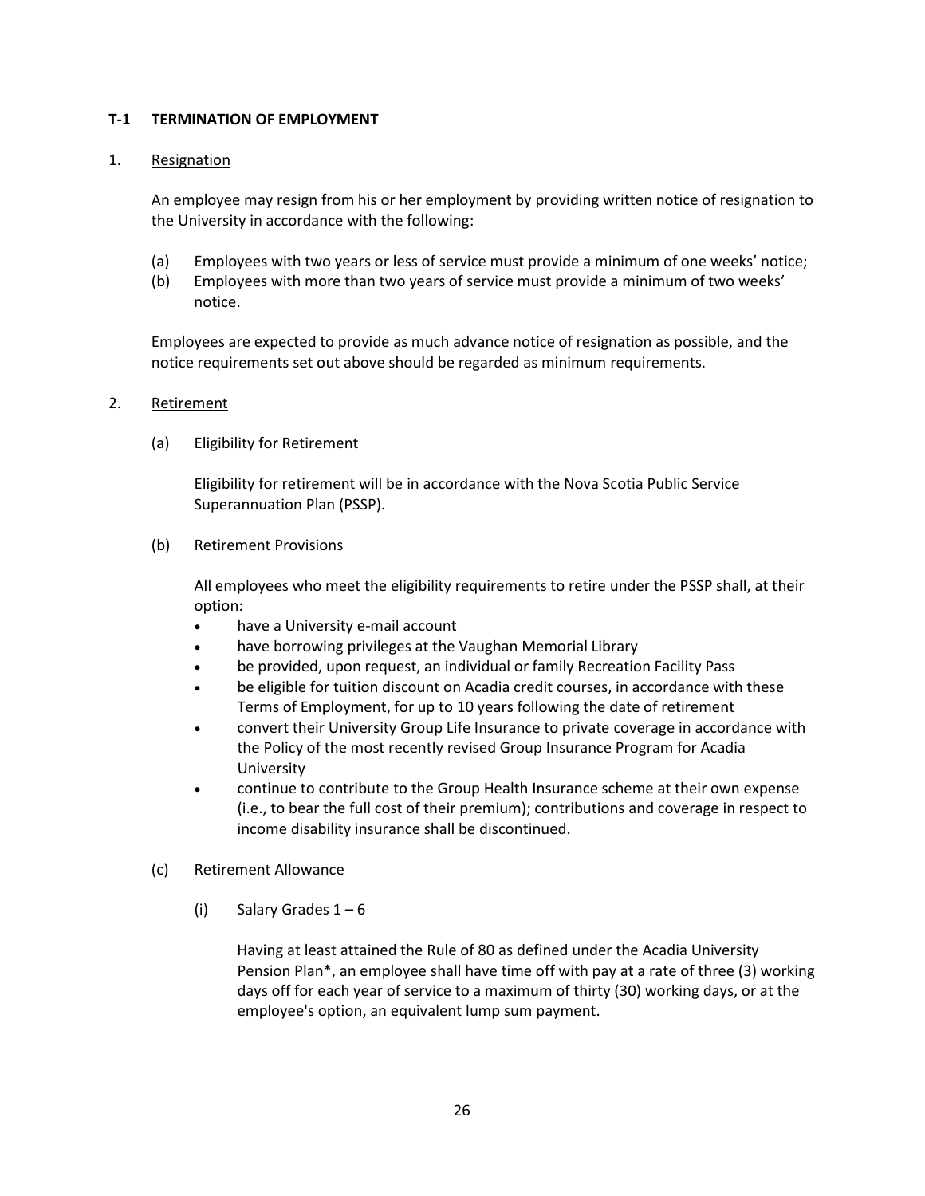## T-1 TERMINATION OF EMPLOYMENT

1. Resignation

   An employee may resign from his or her employment by providing written notice of resignation to the University in accordance with the following:

   (a) Employees with two years or less of service must provide a minimum of one weeks' notice;
   (b) Employees with more than two years of service must provide a minimum of two weeks' notice.

   Employees are expected to provide as much advance notice of resignation as possible, and the notice requirements set out above should be regarded as minimum requirements.

2. Retirement

   (a) Eligibility for Retirement

   Eligibility for retirement will be in accordance with the Nova Scotia Public Service Superannuation Plan (PSSP).

   (b) Retirement Provisions

   All employees who meet the eligibility requirements to retire under the PSSP shall, at their option:

   - have a University e-mail account
   - have borrowing privileges at the Vaughan Memorial Library
   - be provided, upon request, an individual or family Recreation Facility Pass
   - be eligible for tuition discount on Acadia credit courses, in accordance with these Terms of Employment, for up to 10 years following the date of retirement
   - convert their University Group Life Insurance to private coverage in accordance with the Policy of the most recently revised Group Insurance Program for Acadia University
   - continue to contribute to the Group Health Insurance scheme at their own expense (i.e., to bear the full cost of their premium); contributions and coverage in respect to income disability insurance shall be discontinued.

   (c) Retirement Allowance

   (i) Salary Grades 1 – 6

   Having at least attained the Rule of 80 as defined under the Acadia University Pension Plan*, an employee shall have time off with pay at a rate of three (3) working days off for each year of service to a maximum of thirty (30) working days, or at the employee's option, an equivalent lump sum payment.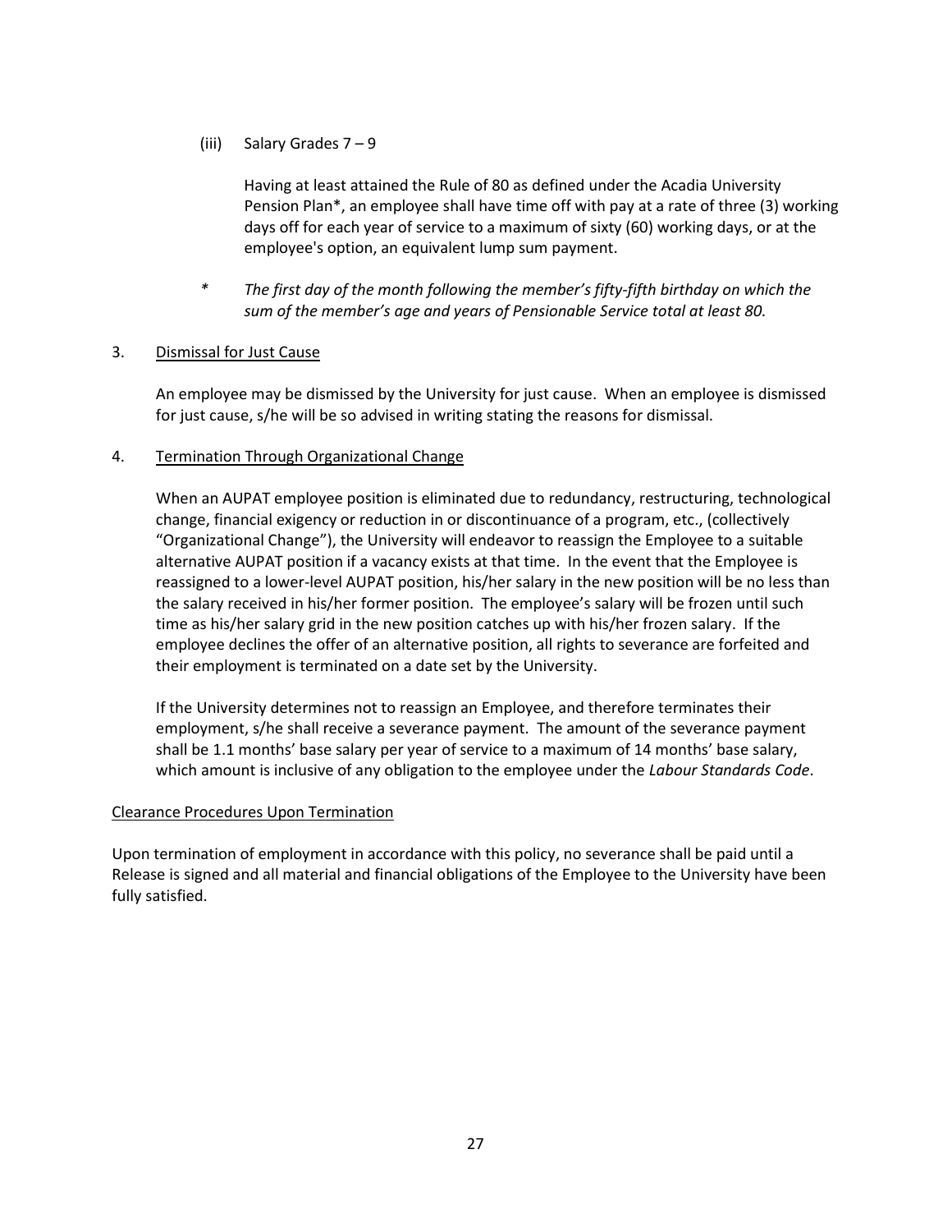(iii) Salary Grades 7 – 9

Having at least attained the Rule of 80 as defined under the Acadia University Pension Plan*, an employee shall have time off with pay at a rate of three (3) working days off for each year of service to a maximum of sixty (60) working days, or at the employee's option, an equivalent lump sum payment.

\* *The first day of the month following the member's fifty-fifth birthday on which the sum of the member's age and years of Pensionable Service total at least 80.*

3. Dismissal for Just Cause

An employee may be dismissed by the University for just cause. When an employee is dismissed for just cause, s/he will be so advised in writing stating the reasons for dismissal.

4. Termination Through Organizational Change

When an AUPAT employee position is eliminated due to redundancy, restructuring, technological change, financial exigency or reduction in or discontinuance of a program, etc., (collectively "Organizational Change"), the University will endeavor to reassign the Employee to a suitable alternative AUPAT position if a vacancy exists at that time. In the event that the Employee is reassigned to a lower-level AUPAT position, his/her salary in the new position will be no less than the salary received in his/her former position. The employee's salary will be frozen until such time as his/her salary grid in the new position catches up with his/her frozen salary. If the employee declines the offer of an alternative position, all rights to severance are forfeited and their employment is terminated on a date set by the University.

If the University determines not to reassign an Employee, and therefore terminates their employment, s/he shall receive a severance payment. The amount of the severance payment shall be 1.1 months' base salary per year of service to a maximum of 14 months' base salary, which amount is inclusive of any obligation to the employee under the *Labour Standards Code*.

Clearance Procedures Upon Termination

Upon termination of employment in accordance with this policy, no severance shall be paid until a Release is signed and all material and financial obligations of the Employee to the University have been fully satisfied.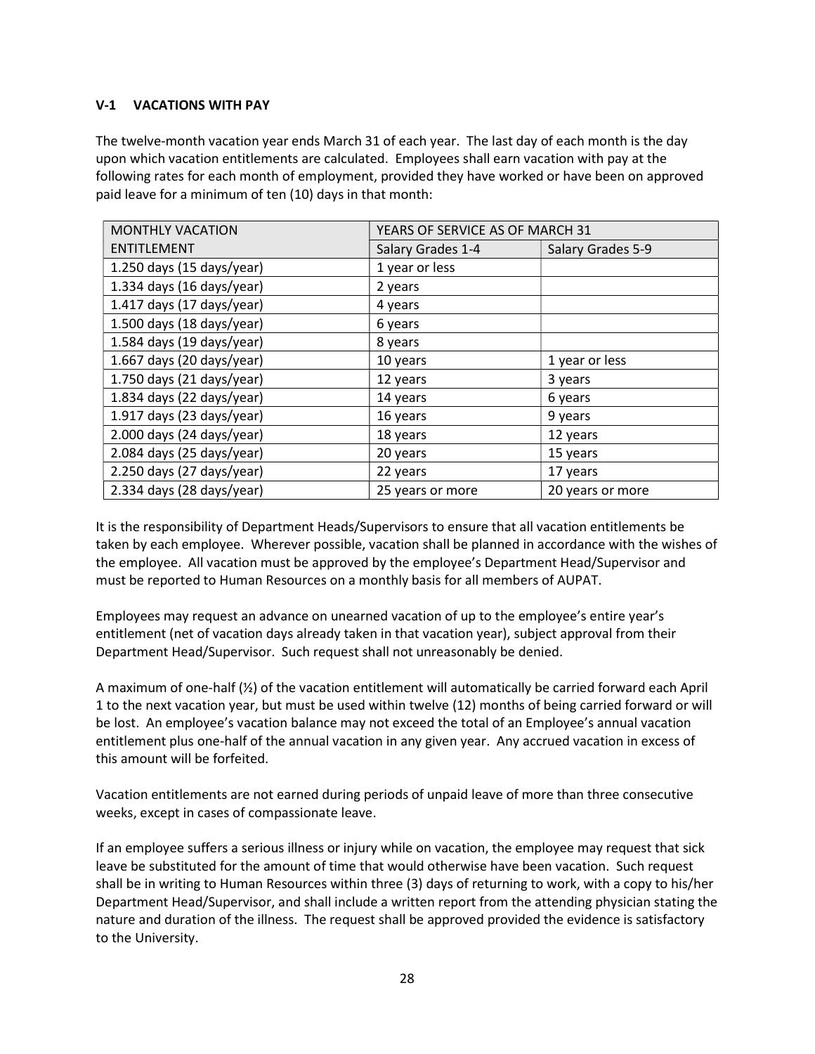### V-1 VACATIONS WITH PAY

The twelve-month vacation year ends March 31 of each year. The last day of each month is the day upon which vacation entitlements are calculated. Employees shall earn vacation with pay at the following rates for each month of employment, provided they have worked or have been on approved paid leave for a minimum of ten (10) days in that month:

| MONTHLY VACATION ENTITLEMENT | YEARS OF SERVICE AS OF MARCH 31 | |
|---|---|---|
| | Salary Grades 1-4 | Salary Grades 5-9 |
| 1.250 days (15 days/year) | 1 year or less | |
| 1.334 days (16 days/year) | 2 years | |
| 1.417 days (17 days/year) | 4 years | |
| 1.500 days (18 days/year) | 6 years | |
| 1.584 days (19 days/year) | 8 years | |
| 1.667 days (20 days/year) | 10 years | 1 year or less |
| 1.750 days (21 days/year) | 12 years | 3 years |
| 1.834 days (22 days/year) | 14 years | 6 years |
| 1.917 days (23 days/year) | 16 years | 9 years |
| 2.000 days (24 days/year) | 18 years | 12 years |
| 2.084 days (25 days/year) | 20 years | 15 years |
| 2.250 days (27 days/year) | 22 years | 17 years |
| 2.334 days (28 days/year) | 25 years or more | 20 years or more |

It is the responsibility of Department Heads/Supervisors to ensure that all vacation entitlements be taken by each employee. Wherever possible, vacation shall be planned in accordance with the wishes of the employee. All vacation must be approved by the employee's Department Head/Supervisor and must be reported to Human Resources on a monthly basis for all members of AUPAT.

Employees may request an advance on unearned vacation of up to the employee's entire year's entitlement (net of vacation days already taken in that vacation year), subject approval from their Department Head/Supervisor. Such request shall not unreasonably be denied.

A maximum of one-half (½) of the vacation entitlement will automatically be carried forward each April 1 to the next vacation year, but must be used within twelve (12) months of being carried forward or will be lost. An employee's vacation balance may not exceed the total of an Employee's annual vacation entitlement plus one-half of the annual vacation in any given year. Any accrued vacation in excess of this amount will be forfeited.

Vacation entitlements are not earned during periods of unpaid leave of more than three consecutive weeks, except in cases of compassionate leave.

If an employee suffers a serious illness or injury while on vacation, the employee may request that sick leave be substituted for the amount of time that would otherwise have been vacation. Such request shall be in writing to Human Resources within three (3) days of returning to work, with a copy to his/her Department Head/Supervisor, and shall include a written report from the attending physician stating the nature and duration of the illness. The request shall be approved provided the evidence is satisfactory to the University.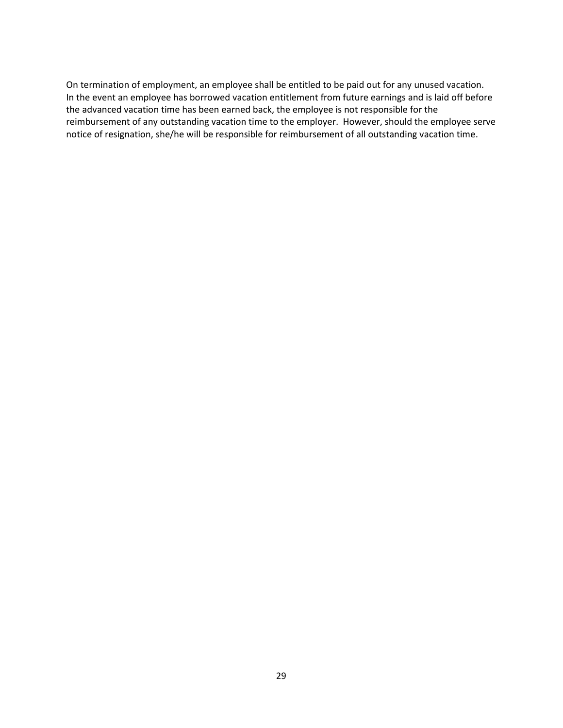On termination of employment, an employee shall be entitled to be paid out for any unused vacation. In the event an employee has borrowed vacation entitlement from future earnings and is laid off before the advanced vacation time has been earned back, the employee is not responsible for the reimbursement of any outstanding vacation time to the employer. However, should the employee serve notice of resignation, she/he will be responsible for reimbursement of all outstanding vacation time.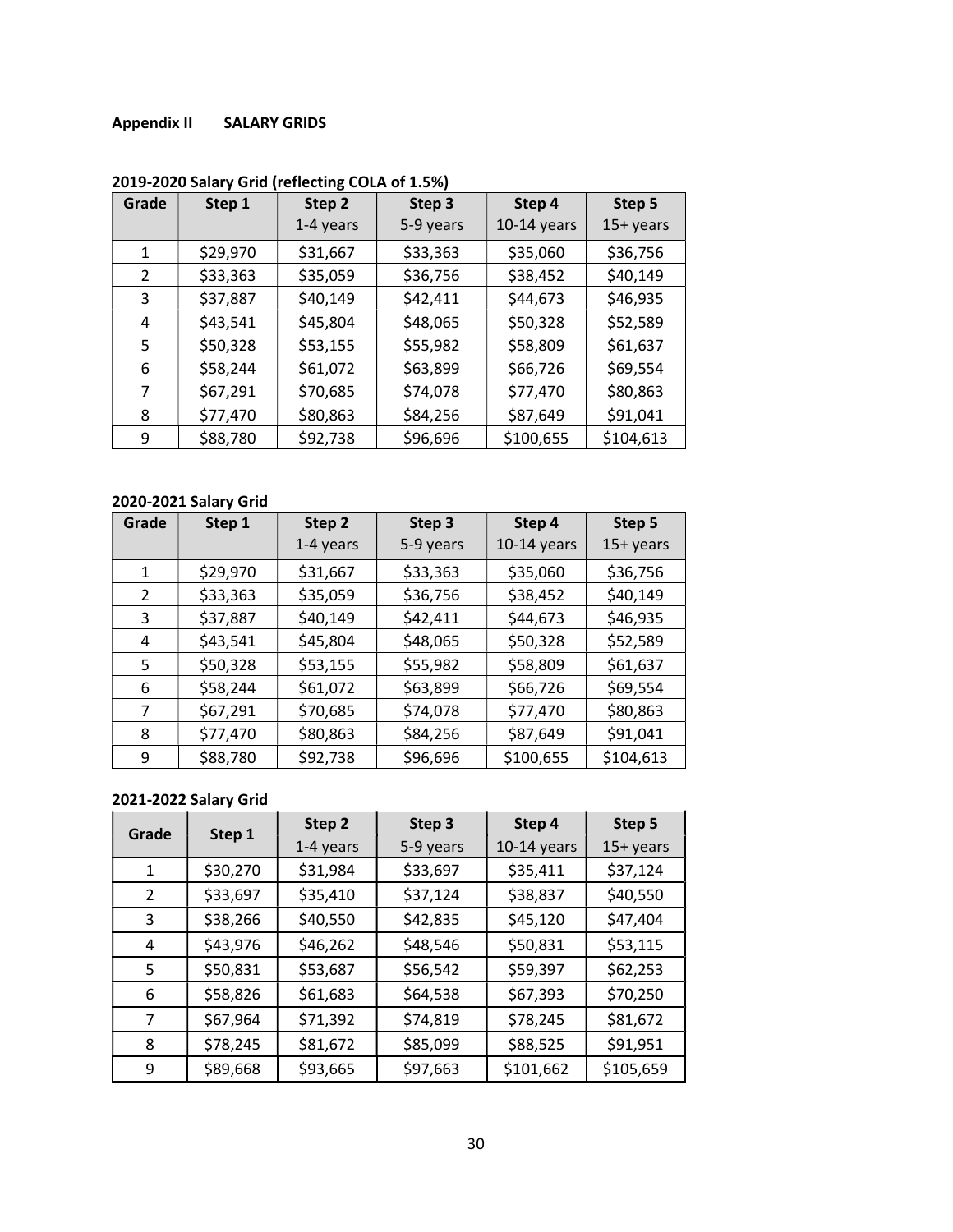## Appendix II SALARY GRIDS

**2019-2020 Salary Grid (reflecting COLA of 1.5%)**

| Grade | Step 1 | Step 2<br>1-4 years | Step 3<br>5-9 years | Step 4<br>10-14 years | Step 5<br>15+ years |
|---|---|---|---|---|---|
| 1 | $29,970 | $31,667 | $33,363 | $35,060 | $36,756 |
| 2 | $33,363 | $35,059 | $36,756 | $38,452 | $40,149 |
| 3 | $37,887 | $40,149 | $42,411 | $44,673 | $46,935 |
| 4 | $43,541 | $45,804 | $48,065 | $50,328 | $52,589 |
| 5 | $50,328 | $53,155 | $55,982 | $58,809 | $61,637 |
| 6 | $58,244 | $61,072 | $63,899 | $66,726 | $69,554 |
| 7 | $67,291 | $70,685 | $74,078 | $77,470 | $80,863 |
| 8 | $77,470 | $80,863 | $84,256 | $87,649 | $91,041 |
| 9 | $88,780 | $92,738 | $96,696 | $100,655 | $104,613 |

**2020-2021 Salary Grid**

| Grade | Step 1 | Step 2<br>1-4 years | Step 3<br>5-9 years | Step 4<br>10-14 years | Step 5<br>15+ years |
|---|---|---|---|---|---|
| 1 | $29,970 | $31,667 | $33,363 | $35,060 | $36,756 |
| 2 | $33,363 | $35,059 | $36,756 | $38,452 | $40,149 |
| 3 | $37,887 | $40,149 | $42,411 | $44,673 | $46,935 |
| 4 | $43,541 | $45,804 | $48,065 | $50,328 | $52,589 |
| 5 | $50,328 | $53,155 | $55,982 | $58,809 | $61,637 |
| 6 | $58,244 | $61,072 | $63,899 | $66,726 | $69,554 |
| 7 | $67,291 | $70,685 | $74,078 | $77,470 | $80,863 |
| 8 | $77,470 | $80,863 | $84,256 | $87,649 | $91,041 |
| 9 | $88,780 | $92,738 | $96,696 | $100,655 | $104,613 |

**2021-2022 Salary Grid**

| Grade | Step 1 | Step 2<br>1-4 years | Step 3<br>5-9 years | Step 4<br>10-14 years | Step 5<br>15+ years |
|---|---|---|---|---|---|
| 1 | $30,270 | $31,984 | $33,697 | $35,411 | $37,124 |
| 2 | $33,697 | $35,410 | $37,124 | $38,837 | $40,550 |
| 3 | $38,266 | $40,550 | $42,835 | $45,120 | $47,404 |
| 4 | $43,976 | $46,262 | $48,546 | $50,831 | $53,115 |
| 5 | $50,831 | $53,687 | $56,542 | $59,397 | $62,253 |
| 6 | $58,826 | $61,683 | $64,538 | $67,393 | $70,250 |
| 7 | $67,964 | $71,392 | $74,819 | $78,245 | $81,672 |
| 8 | $78,245 | $81,672 | $85,099 | $88,525 | $91,951 |
| 9 | $89,668 | $93,665 | $97,663 | $101,662 | $105,659 |